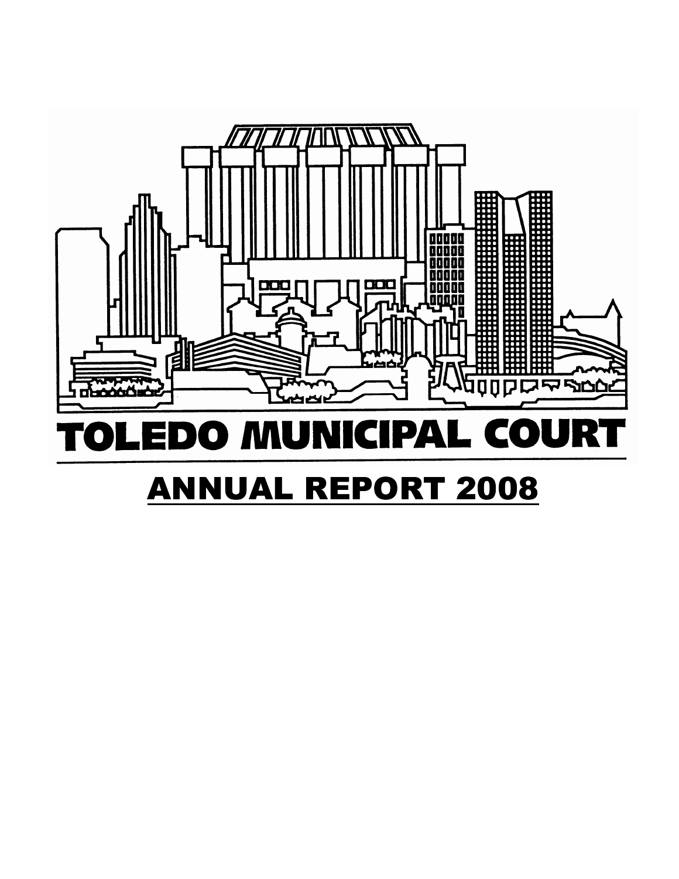# TOLEDO MUNICIPAL COURT

## ANNUAL REPORT 2008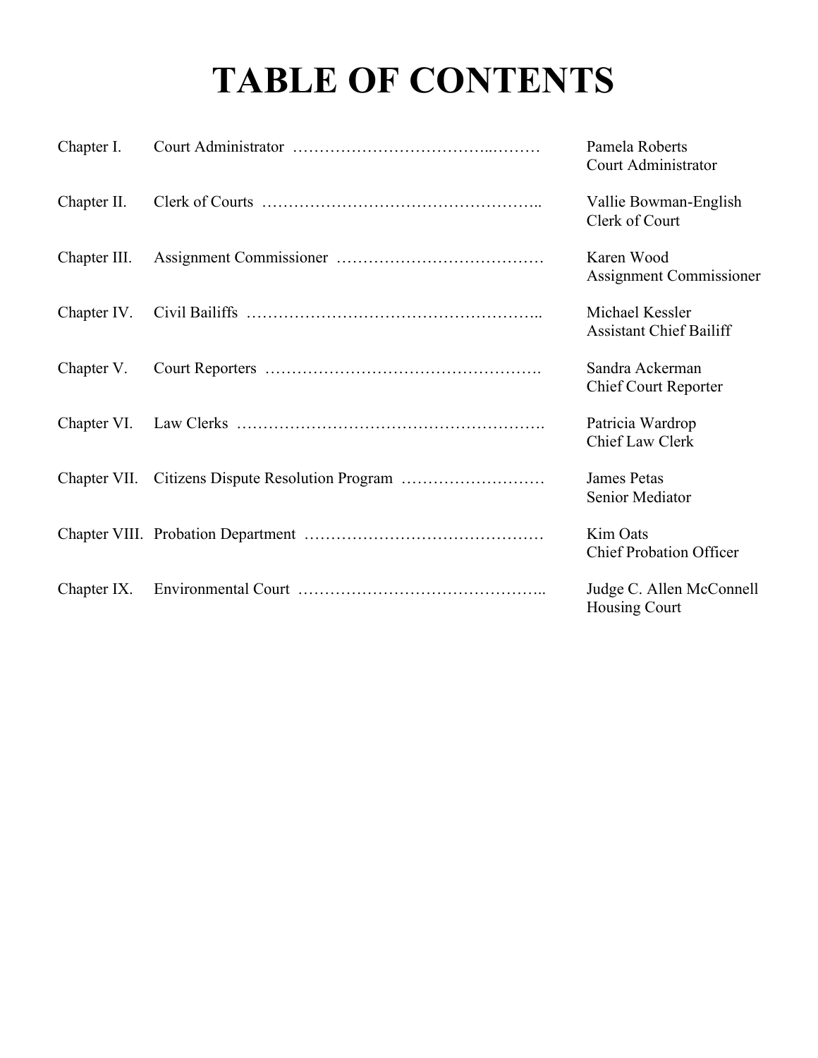# TABLE OF CONTENTS

| Chapter | Title | Contact |
| --- | --- | --- |
| Chapter I. | Court Administrator | Pamela Roberts<br>Court Administrator |
| Chapter II. | Clerk of Courts | Vallie Bowman-English<br>Clerk of Court |
| Chapter III. | Assignment Commissioner | Karen Wood<br>Assignment Commissioner |
| Chapter IV. | Civil Bailiffs | Michael Kessler<br>Assistant Chief Bailiff |
| Chapter V. | Court Reporters | Sandra Ackerman<br>Chief Court Reporter |
| Chapter VI. | Law Clerks | Patricia Wardrop<br>Chief Law Clerk |
| Chapter VII. | Citizens Dispute Resolution Program | James Petas<br>Senior Mediator |
| Chapter VIII. | Probation Department | Kim Oats<br>Chief Probation Officer |
| Chapter IX. | Environmental Court | Judge C. Allen McConnell<br>Housing Court |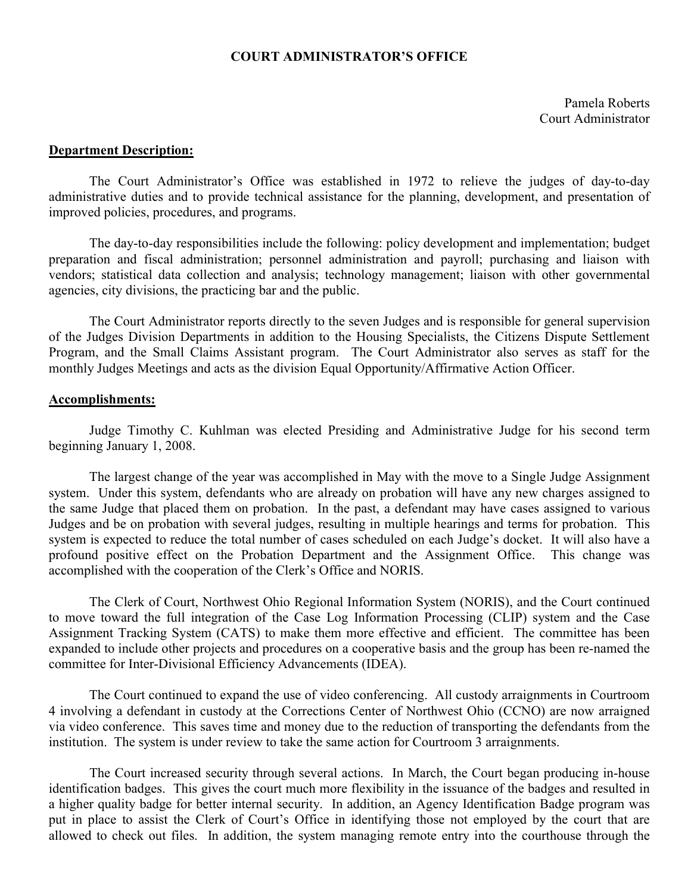# COURT ADMINISTRATOR'S OFFICE

Pamela Roberts
Court Administrator

**Department Description:**

The Court Administrator's Office was established in 1972 to relieve the judges of day-to-day administrative duties and to provide technical assistance for the planning, development, and presentation of improved policies, procedures, and programs.

The day-to-day responsibilities include the following: policy development and implementation; budget preparation and fiscal administration; personnel administration and payroll; purchasing and liaison with vendors; statistical data collection and analysis; technology management; liaison with other governmental agencies, city divisions, the practicing bar and the public.

The Court Administrator reports directly to the seven Judges and is responsible for general supervision of the Judges Division Departments in addition to the Housing Specialists, the Citizens Dispute Settlement Program, and the Small Claims Assistant program. The Court Administrator also serves as staff for the monthly Judges Meetings and acts as the division Equal Opportunity/Affirmative Action Officer.

**Accomplishments:**

Judge Timothy C. Kuhlman was elected Presiding and Administrative Judge for his second term beginning January 1, 2008.

The largest change of the year was accomplished in May with the move to a Single Judge Assignment system. Under this system, defendants who are already on probation will have any new charges assigned to the same Judge that placed them on probation. In the past, a defendant may have cases assigned to various Judges and be on probation with several judges, resulting in multiple hearings and terms for probation. This system is expected to reduce the total number of cases scheduled on each Judge's docket. It will also have a profound positive effect on the Probation Department and the Assignment Office. This change was accomplished with the cooperation of the Clerk's Office and NORIS.

The Clerk of Court, Northwest Ohio Regional Information System (NORIS), and the Court continued to move toward the full integration of the Case Log Information Processing (CLIP) system and the Case Assignment Tracking System (CATS) to make them more effective and efficient. The committee has been expanded to include other projects and procedures on a cooperative basis and the group has been re-named the committee for Inter-Divisional Efficiency Advancements (IDEA).

The Court continued to expand the use of video conferencing. All custody arraignments in Courtroom 4 involving a defendant in custody at the Corrections Center of Northwest Ohio (CCNO) are now arraigned via video conference. This saves time and money due to the reduction of transporting the defendants from the institution. The system is under review to take the same action for Courtroom 3 arraignments.

The Court increased security through several actions. In March, the Court began producing in-house identification badges. This gives the court much more flexibility in the issuance of the badges and resulted in a higher quality badge for better internal security. In addition, an Agency Identification Badge program was put in place to assist the Clerk of Court's Office in identifying those not employed by the court that are allowed to check out files. In addition, the system managing remote entry into the courthouse through the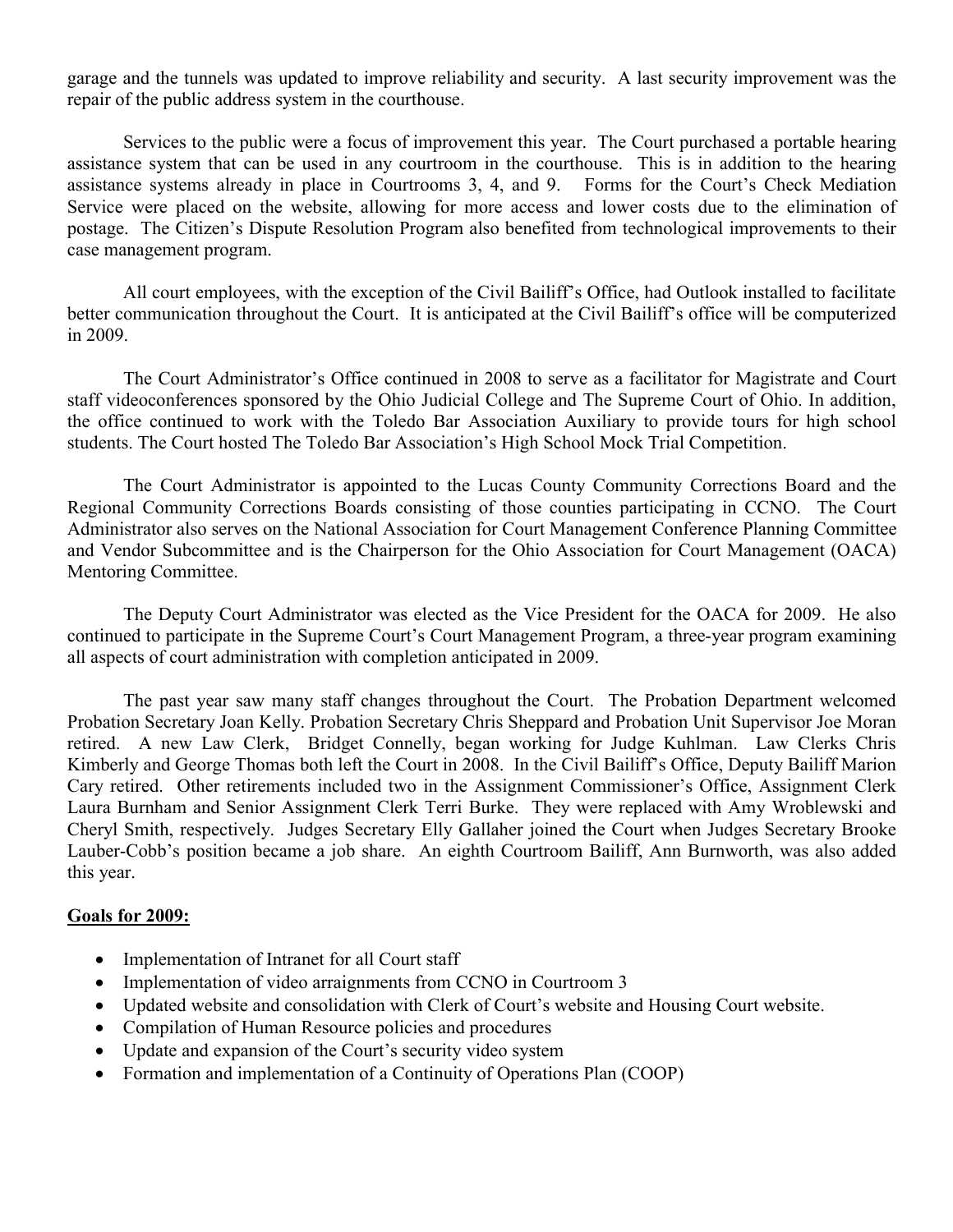garage and the tunnels was updated to improve reliability and security. A last security improvement was the repair of the public address system in the courthouse.

Services to the public were a focus of improvement this year. The Court purchased a portable hearing assistance system that can be used in any courtroom in the courthouse. This is in addition to the hearing assistance systems already in place in Courtrooms 3, 4, and 9. Forms for the Court's Check Mediation Service were placed on the website, allowing for more access and lower costs due to the elimination of postage. The Citizen's Dispute Resolution Program also benefited from technological improvements to their case management program.

All court employees, with the exception of the Civil Bailiff's Office, had Outlook installed to facilitate better communication throughout the Court. It is anticipated at the Civil Bailiff's office will be computerized in 2009.

The Court Administrator's Office continued in 2008 to serve as a facilitator for Magistrate and Court staff videoconferences sponsored by the Ohio Judicial College and The Supreme Court of Ohio. In addition, the office continued to work with the Toledo Bar Association Auxiliary to provide tours for high school students. The Court hosted The Toledo Bar Association's High School Mock Trial Competition.

The Court Administrator is appointed to the Lucas County Community Corrections Board and the Regional Community Corrections Boards consisting of those counties participating in CCNO. The Court Administrator also serves on the National Association for Court Management Conference Planning Committee and Vendor Subcommittee and is the Chairperson for the Ohio Association for Court Management (OACA) Mentoring Committee.

The Deputy Court Administrator was elected as the Vice President for the OACA for 2009. He also continued to participate in the Supreme Court's Court Management Program, a three-year program examining all aspects of court administration with completion anticipated in 2009.

The past year saw many staff changes throughout the Court. The Probation Department welcomed Probation Secretary Joan Kelly. Probation Secretary Chris Sheppard and Probation Unit Supervisor Joe Moran retired. A new Law Clerk, Bridget Connelly, began working for Judge Kuhlman. Law Clerks Chris Kimberly and George Thomas both left the Court in 2008. In the Civil Bailiff's Office, Deputy Bailiff Marion Cary retired. Other retirements included two in the Assignment Commissioner's Office, Assignment Clerk Laura Burnham and Senior Assignment Clerk Terri Burke. They were replaced with Amy Wroblewski and Cheryl Smith, respectively. Judges Secretary Elly Gallaher joined the Court when Judges Secretary Brooke Lauber-Cobb's position became a job share. An eighth Courtroom Bailiff, Ann Burnworth, was also added this year.

**Goals for 2009:**

- Implementation of Intranet for all Court staff
- Implementation of video arraignments from CCNO in Courtroom 3
- Updated website and consolidation with Clerk of Court's website and Housing Court website.
- Compilation of Human Resource policies and procedures
- Update and expansion of the Court's security video system
- Formation and implementation of a Continuity of Operations Plan (COOP)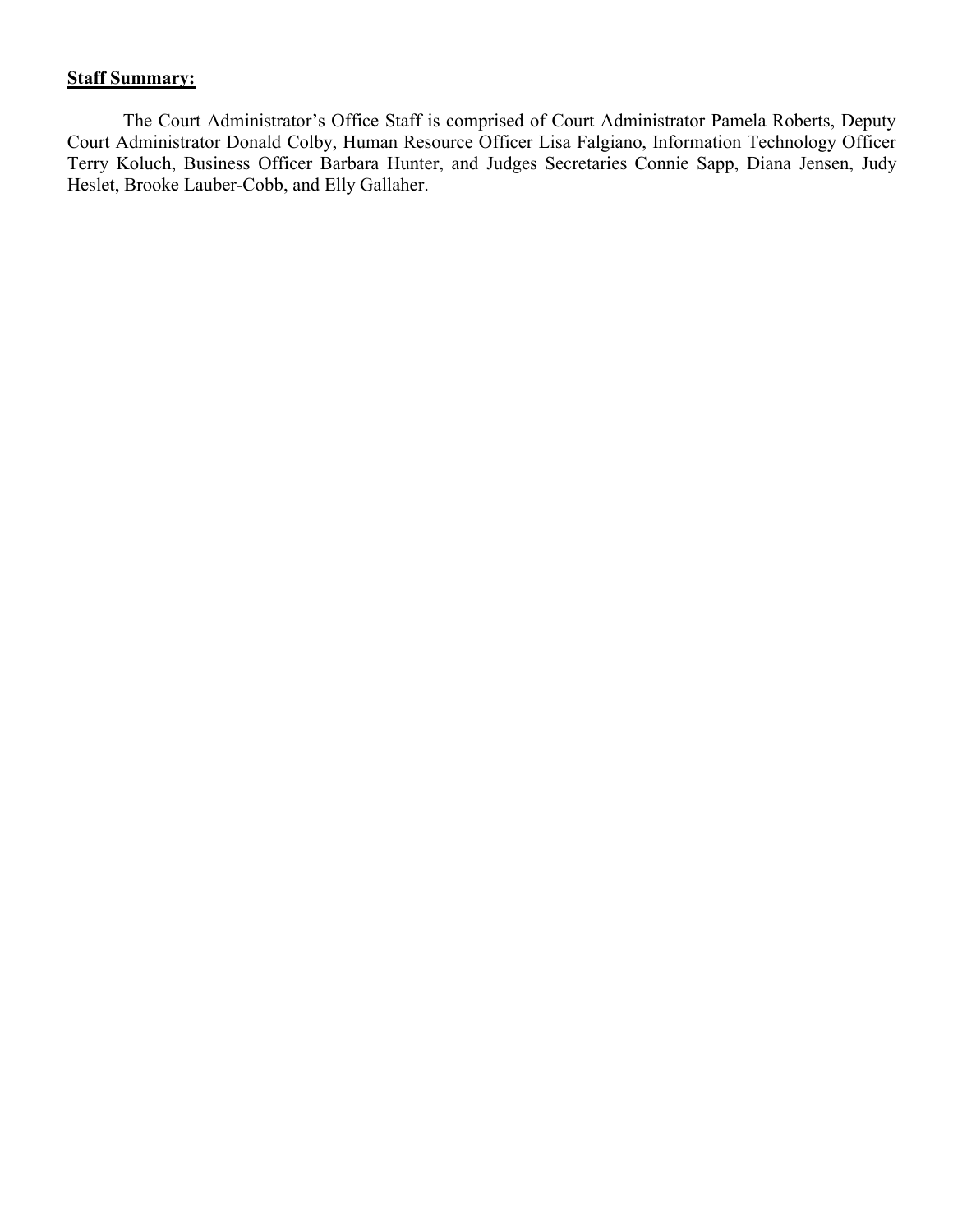**Staff Summary:**

The Court Administrator's Office Staff is comprised of Court Administrator Pamela Roberts, Deputy Court Administrator Donald Colby, Human Resource Officer Lisa Falgiano, Information Technology Officer Terry Koluch, Business Officer Barbara Hunter, and Judges Secretaries Connie Sapp, Diana Jensen, Judy Heslet, Brooke Lauber-Cobb, and Elly Gallaher.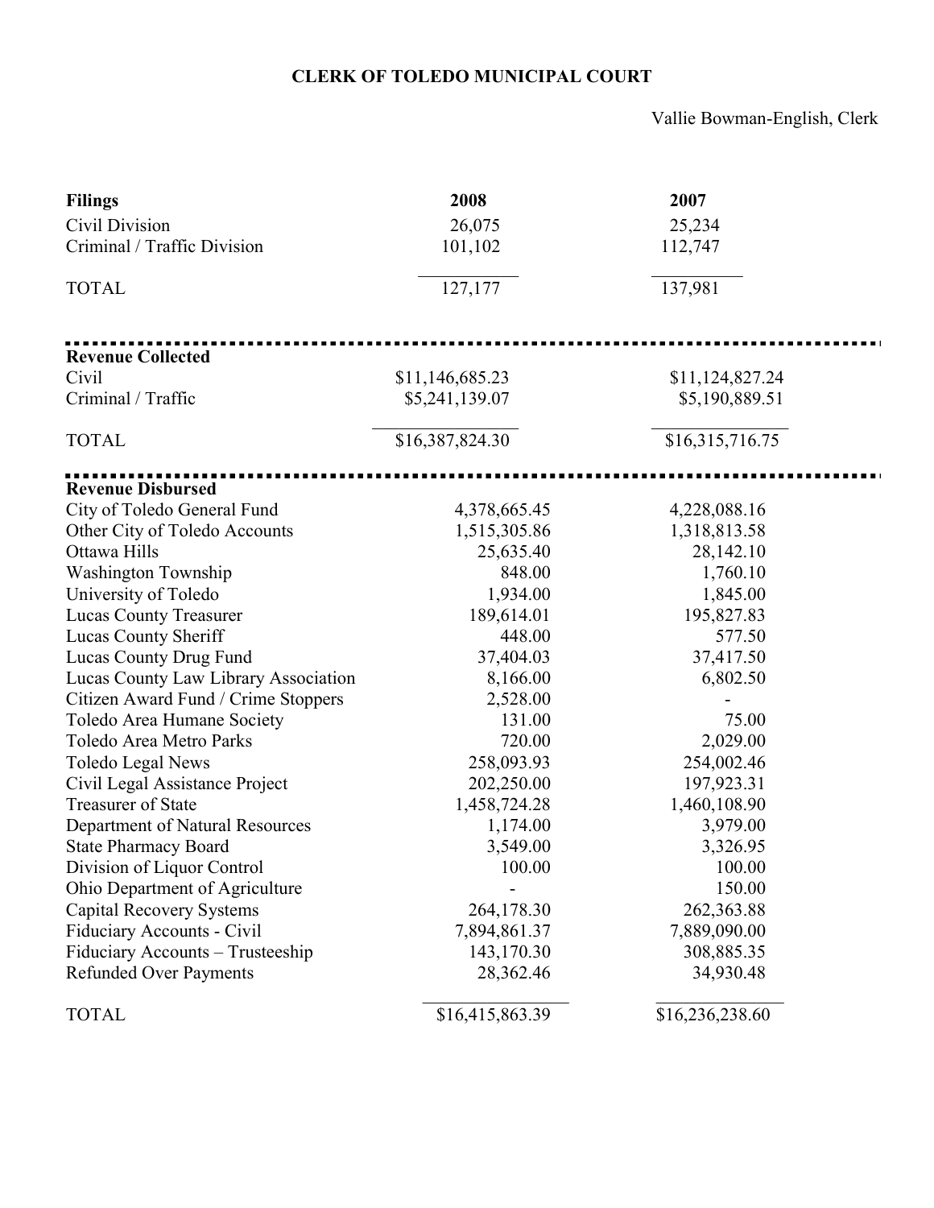# CLERK OF TOLEDO MUNICIPAL COURT

Vallie Bowman-English, Clerk

| **Filings** | **2008** | **2007** |
|---|---|---|
| Civil Division | 26,075 | 25,234 |
| Criminal / Traffic Division | 101,102 | 112,747 |
| TOTAL | 127,177 | 137,981 |

| **Revenue Collected** | | |
|---|---|---|
| Civil | $11,146,685.23 | $11,124,827.24 |
| Criminal / Traffic | $5,241,139.07 | $5,190,889.51 |
| TOTAL | $16,387,824.30 | $16,315,716.75 |

| **Revenue Disbursed** | | |
|---|---|---|
| City of Toledo General Fund | 4,378,665.45 | 4,228,088.16 |
| Other City of Toledo Accounts | 1,515,305.86 | 1,318,813.58 |
| Ottawa Hills | 25,635.40 | 28,142.10 |
| Washington Township | 848.00 | 1,760.10 |
| University of Toledo | 1,934.00 | 1,845.00 |
| Lucas County Treasurer | 189,614.01 | 195,827.83 |
| Lucas County Sheriff | 448.00 | 577.50 |
| Lucas County Drug Fund | 37,404.03 | 37,417.50 |
| Lucas County Law Library Association | 8,166.00 | 6,802.50 |
| Citizen Award Fund / Crime Stoppers | 2,528.00 | - |
| Toledo Area Humane Society | 131.00 | 75.00 |
| Toledo Area Metro Parks | 720.00 | 2,029.00 |
| Toledo Legal News | 258,093.93 | 254,002.46 |
| Civil Legal Assistance Project | 202,250.00 | 197,923.31 |
| Treasurer of State | 1,458,724.28 | 1,460,108.90 |
| Department of Natural Resources | 1,174.00 | 3,979.00 |
| State Pharmacy Board | 3,549.00 | 3,326.95 |
| Division of Liquor Control | 100.00 | 100.00 |
| Ohio Department of Agriculture | - | 150.00 |
| Capital Recovery Systems | 264,178.30 | 262,363.88 |
| Fiduciary Accounts - Civil | 7,894,861.37 | 7,889,090.00 |
| Fiduciary Accounts – Trusteeship | 143,170.30 | 308,885.35 |
| Refunded Over Payments | 28,362.46 | 34,930.48 |
| TOTAL | $16,415,863.39 | $16,236,238.60 |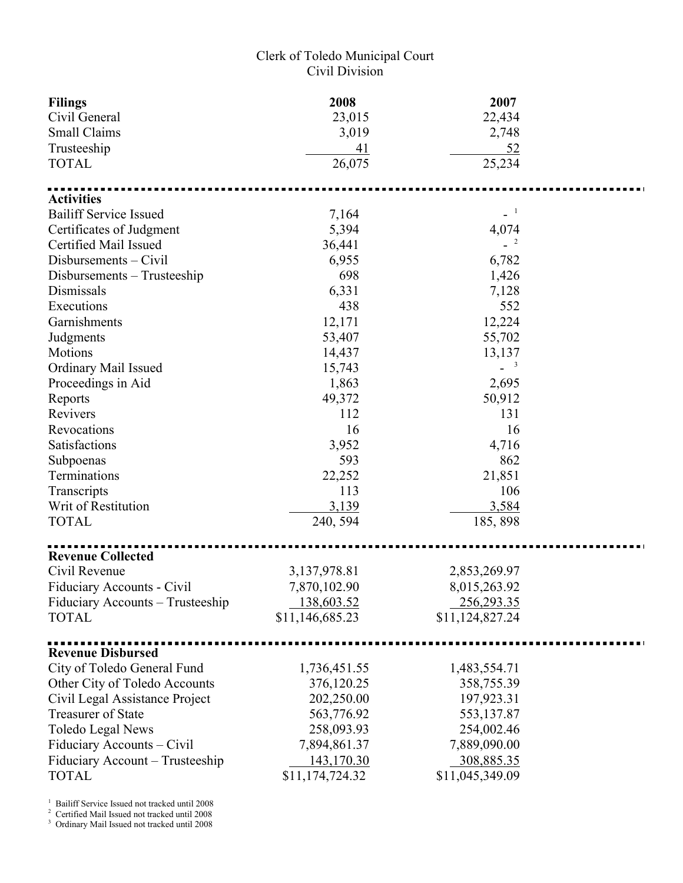Clerk of Toledo Municipal Court
Civil Division

| **Filings** | **2008** | **2007** |
|---|---|---|
| Civil General | 23,015 | 22,434 |
| Small Claims | 3,019 | 2,748 |
| Trusteeship | 41 | 52 |
| TOTAL | 26,075 | 25,234 |

| **Activities** | | |
|---|---|---|
| Bailiff Service Issued | 7,164 | - [1] |
| Certificates of Judgment | 5,394 | 4,074 |
| Certified Mail Issued | 36,441 | - [2] |
| Disbursements – Civil | 6,955 | 6,782 |
| Disbursements – Trusteeship | 698 | 1,426 |
| Dismissals | 6,331 | 7,128 |
| Executions | 438 | 552 |
| Garnishments | 12,171 | 12,224 |
| Judgments | 53,407 | 55,702 |
| Motions | 14,437 | 13,137 |
| Ordinary Mail Issued | 15,743 | - [3] |
| Proceedings in Aid | 1,863 | 2,695 |
| Reports | 49,372 | 50,912 |
| Revivers | 112 | 131 |
| Revocations | 16 | 16 |
| Satisfactions | 3,952 | 4,716 |
| Subpoenas | 593 | 862 |
| Terminations | 22,252 | 21,851 |
| Transcripts | 113 | 106 |
| Writ of Restitution | 3,139 | 3,584 |
| TOTAL | 240, 594 | 185, 898 |

| **Revenue Collected** | | |
|---|---|---|
| Civil Revenue | 3,137,978.81 | 2,853,269.97 |
| Fiduciary Accounts - Civil | 7,870,102.90 | 8,015,263.92 |
| Fiduciary Accounts – Trusteeship | 138,603.52 | 256,293.35 |
| TOTAL | $11,146,685.23 | $11,124,827.24 |

| **Revenue Disbursed** | | |
|---|---|---|
| City of Toledo General Fund | 1,736,451.55 | 1,483,554.71 |
| Other City of Toledo Accounts | 376,120.25 | 358,755.39 |
| Civil Legal Assistance Project | 202,250.00 | 197,923.31 |
| Treasurer of State | 563,776.92 | 553,137.87 |
| Toledo Legal News | 258,093.93 | 254,002.46 |
| Fiduciary Accounts – Civil | 7,894,861.37 | 7,889,090.00 |
| Fiduciary Account – Trusteeship | 143,170.30 | 308,885.35 |
| TOTAL | $11,174,724.32 | $11,045,349.09 |

[1] Bailiff Service Issued not tracked until 2008
[2] Certified Mail Issued not tracked until 2008
[3] Ordinary Mail Issued not tracked until 2008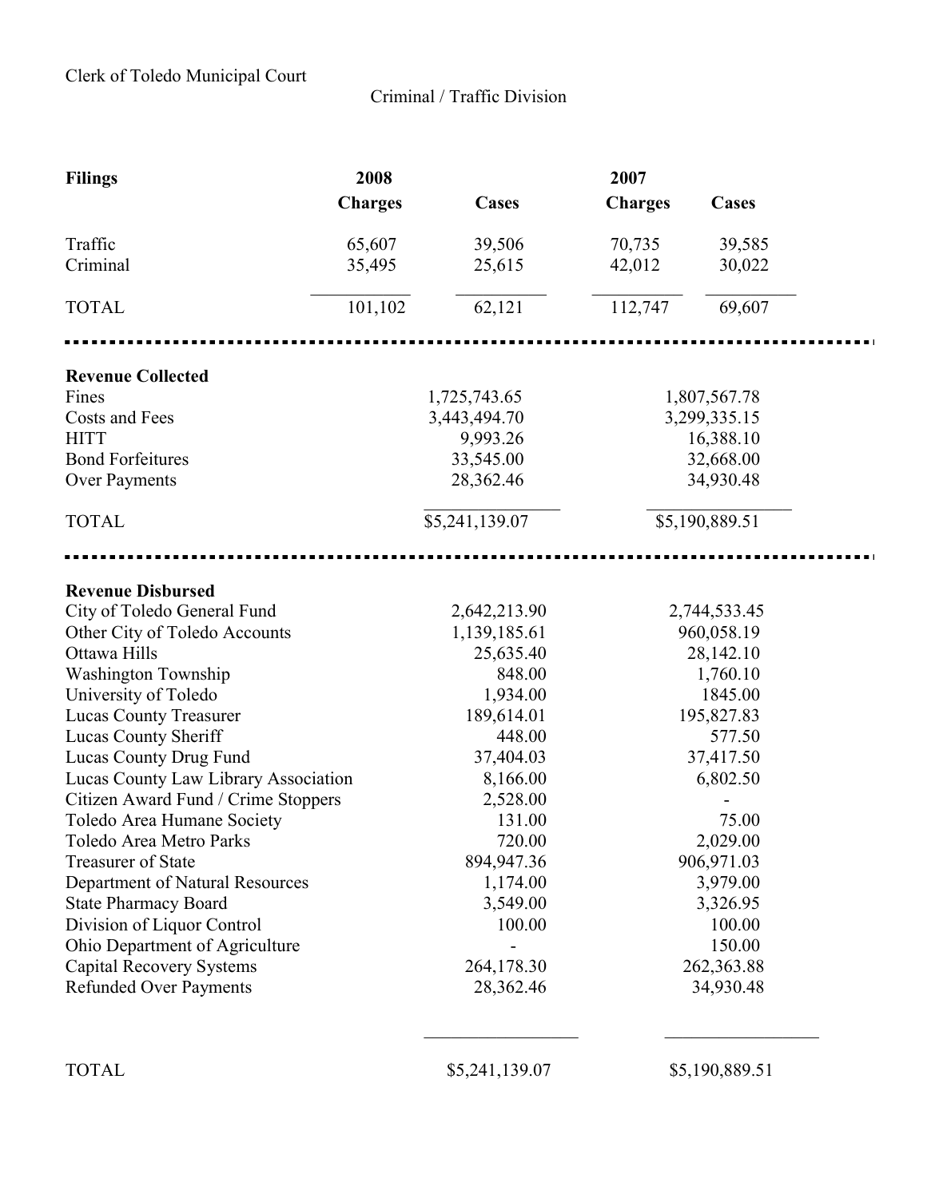Clerk of Toledo Municipal Court

Criminal / Traffic Division

| Filings | 2008 | | 2007 | |
|---|---|---|---|---|
| | Charges | Cases | Charges | Cases |
| Traffic | 65,607 | 39,506 | 70,735 | 39,585 |
| Criminal | 35,495 | 25,615 | 42,012 | 30,022 |
| TOTAL | 101,102 | 62,121 | 112,747 | 69,607 |

| Revenue Collected | 2008 | 2007 |
|---|---|---|
| Fines | 1,725,743.65 | 1,807,567.78 |
| Costs and Fees | 3,443,494.70 | 3,299,335.15 |
| HITT | 9,993.26 | 16,388.10 |
| Bond Forfeitures | 33,545.00 | 32,668.00 |
| Over Payments | 28,362.46 | 34,930.48 |
| TOTAL | $5,241,139.07 | $5,190,889.51 |

| Revenue Disbursed | 2008 | 2007 |
|---|---|---|
| City of Toledo General Fund | 2,642,213.90 | 2,744,533.45 |
| Other City of Toledo Accounts | 1,139,185.61 | 960,058.19 |
| Ottawa Hills | 25,635.40 | 28,142.10 |
| Washington Township | 848.00 | 1,760.10 |
| University of Toledo | 1,934.00 | 1845.00 |
| Lucas County Treasurer | 189,614.01 | 195,827.83 |
| Lucas County Sheriff | 448.00 | 577.50 |
| Lucas County Drug Fund | 37,404.03 | 37,417.50 |
| Lucas County Law Library Association | 8,166.00 | 6,802.50 |
| Citizen Award Fund / Crime Stoppers | 2,528.00 | - |
| Toledo Area Humane Society | 131.00 | 75.00 |
| Toledo Area Metro Parks | 720.00 | 2,029.00 |
| Treasurer of State | 894,947.36 | 906,971.03 |
| Department of Natural Resources | 1,174.00 | 3,979.00 |
| State Pharmacy Board | 3,549.00 | 3,326.95 |
| Division of Liquor Control | 100.00 | 100.00 |
| Ohio Department of Agriculture | - | 150.00 |
| Capital Recovery Systems | 264,178.30 | 262,363.88 |
| Refunded Over Payments | 28,362.46 | 34,930.48 |
| TOTAL | $5,241,139.07 | $5,190,889.51 |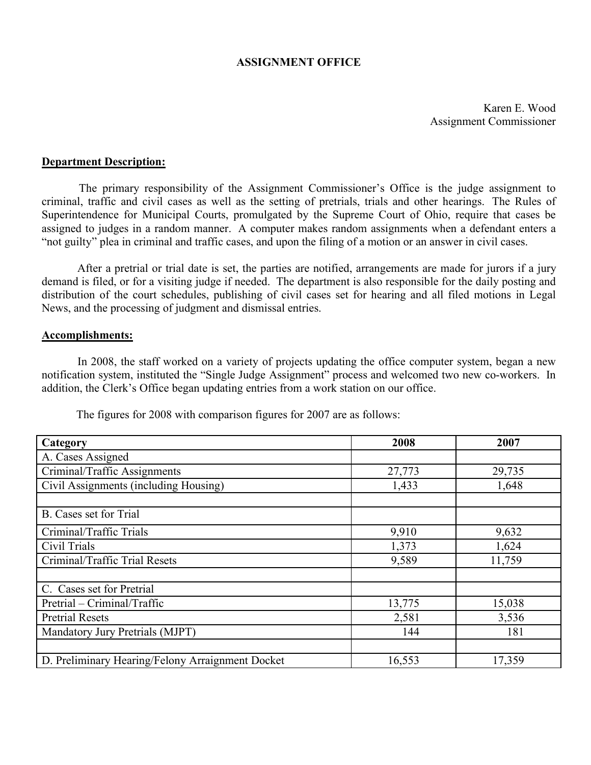# ASSIGNMENT OFFICE

Karen E. Wood
Assignment Commissioner

**Department Description:**

The primary responsibility of the Assignment Commissioner's Office is the judge assignment to criminal, traffic and civil cases as well as the setting of pretrials, trials and other hearings. The Rules of Superintendence for Municipal Courts, promulgated by the Supreme Court of Ohio, require that cases be assigned to judges in a random manner. A computer makes random assignments when a defendant enters a "not guilty" plea in criminal and traffic cases, and upon the filing of a motion or an answer in civil cases.

After a pretrial or trial date is set, the parties are notified, arrangements are made for jurors if a jury demand is filed, or for a visiting judge if needed. The department is also responsible for the daily posting and distribution of the court schedules, publishing of civil cases set for hearing and all filed motions in Legal News, and the processing of judgment and dismissal entries.

**Accomplishments:**

In 2008, the staff worked on a variety of projects updating the office computer system, began a new notification system, instituted the "Single Judge Assignment" process and welcomed two new co-workers. In addition, the Clerk's Office began updating entries from a work station on our office.

The figures for 2008 with comparison figures for 2007 are as follows:

| Category | 2008 | 2007 |
|---|---|---|
| A. Cases Assigned | | |
| Criminal/Traffic Assignments | 27,773 | 29,735 |
| Civil Assignments (including Housing) | 1,433 | 1,648 |
| | | |
| B. Cases set for Trial | | |
| Criminal/Traffic Trials | 9,910 | 9,632 |
| Civil Trials | 1,373 | 1,624 |
| Criminal/Traffic Trial Resets | 9,589 | 11,759 |
| | | |
| C. Cases set for Pretrial | | |
| Pretrial – Criminal/Traffic | 13,775 | 15,038 |
| Pretrial Resets | 2,581 | 3,536 |
| Mandatory Jury Pretrials (MJPT) | 144 | 181 |
| | | |
| D. Preliminary Hearing/Felony Arraignment Docket | 16,553 | 17,359 |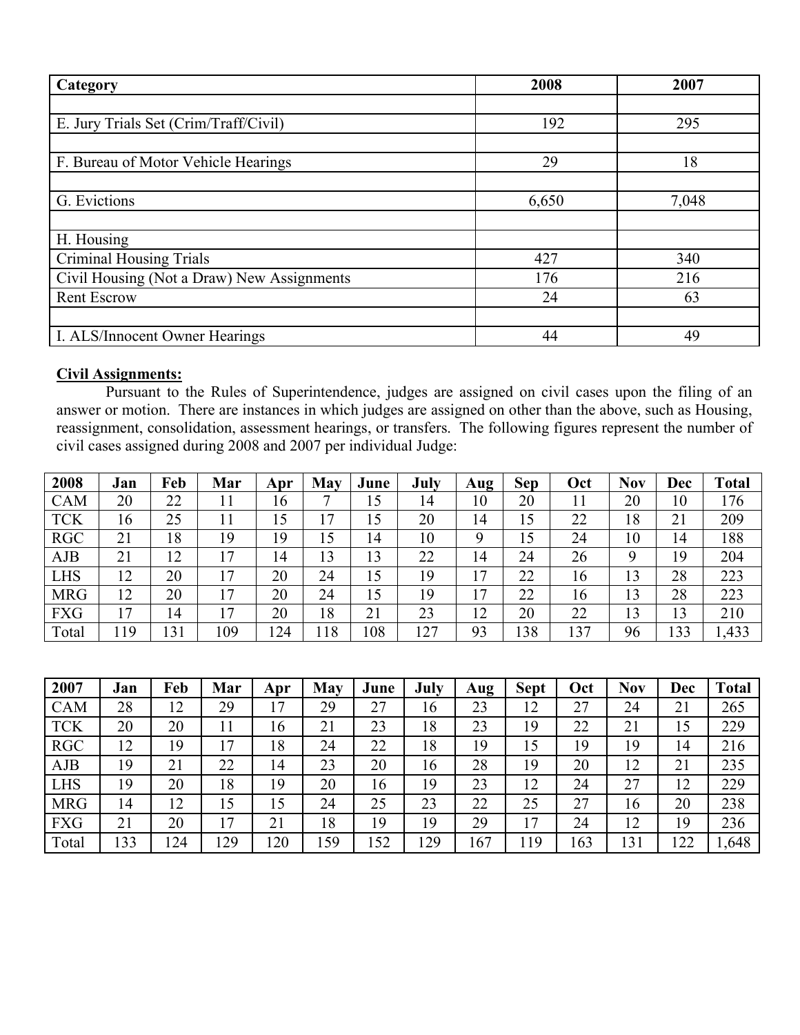| Category | 2008 | 2007 |
|---|---|---|
| | | |
| E. Jury Trials Set (Crim/Traff/Civil) | 192 | 295 |
| | | |
| F. Bureau of Motor Vehicle Hearings | 29 | 18 |
| | | |
| G. Evictions | 6,650 | 7,048 |
| | | |
| H. Housing | | |
| Criminal Housing Trials | 427 | 340 |
| Civil Housing (Not a Draw) New Assignments | 176 | 216 |
| Rent Escrow | 24 | 63 |
| | | |
| I. ALS/Innocent Owner Hearings | 44 | 49 |

**Civil Assignments:**

Pursuant to the Rules of Superintendence, judges are assigned on civil cases upon the filing of an answer or motion. There are instances in which judges are assigned on other than the above, such as Housing, reassignment, consolidation, assessment hearings, or transfers. The following figures represent the number of civil cases assigned during 2008 and 2007 per individual Judge:

| 2008 | Jan | Feb | Mar | Apr | May | June | July | Aug | Sep | Oct | Nov | Dec | Total |
|---|---|---|---|---|---|---|---|---|---|---|---|---|---|
| CAM | 20 | 22 | 11 | 16 | 7 | 15 | 14 | 10 | 20 | 11 | 20 | 10 | 176 |
| TCK | 16 | 25 | 11 | 15 | 17 | 15 | 20 | 14 | 15 | 22 | 18 | 21 | 209 |
| RGC | 21 | 18 | 19 | 19 | 15 | 14 | 10 | 9 | 15 | 24 | 10 | 14 | 188 |
| AJB | 21 | 12 | 17 | 14 | 13 | 13 | 22 | 14 | 24 | 26 | 9 | 19 | 204 |
| LHS | 12 | 20 | 17 | 20 | 24 | 15 | 19 | 17 | 22 | 16 | 13 | 28 | 223 |
| MRG | 12 | 20 | 17 | 20 | 24 | 15 | 19 | 17 | 22 | 16 | 13 | 28 | 223 |
| FXG | 17 | 14 | 17 | 20 | 18 | 21 | 23 | 12 | 20 | 22 | 13 | 13 | 210 |
| Total | 119 | 131 | 109 | 124 | 118 | 108 | 127 | 93 | 138 | 137 | 96 | 133 | 1,433 |

| 2007 | Jan | Feb | Mar | Apr | May | June | July | Aug | Sept | Oct | Nov | Dec | Total |
|---|---|---|---|---|---|---|---|---|---|---|---|---|---|
| CAM | 28 | 12 | 29 | 17 | 29 | 27 | 16 | 23 | 12 | 27 | 24 | 21 | 265 |
| TCK | 20 | 20 | 11 | 16 | 21 | 23 | 18 | 23 | 19 | 22 | 21 | 15 | 229 |
| RGC | 12 | 19 | 17 | 18 | 24 | 22 | 18 | 19 | 15 | 19 | 19 | 14 | 216 |
| AJB | 19 | 21 | 22 | 14 | 23 | 20 | 16 | 28 | 19 | 20 | 12 | 21 | 235 |
| LHS | 19 | 20 | 18 | 19 | 20 | 16 | 19 | 23 | 12 | 24 | 27 | 12 | 229 |
| MRG | 14 | 12 | 15 | 15 | 24 | 25 | 23 | 22 | 25 | 27 | 16 | 20 | 238 |
| FXG | 21 | 20 | 17 | 21 | 18 | 19 | 19 | 29 | 17 | 24 | 12 | 19 | 236 |
| Total | 133 | 124 | 129 | 120 | 159 | 152 | 129 | 167 | 119 | 163 | 131 | 122 | 1,648 |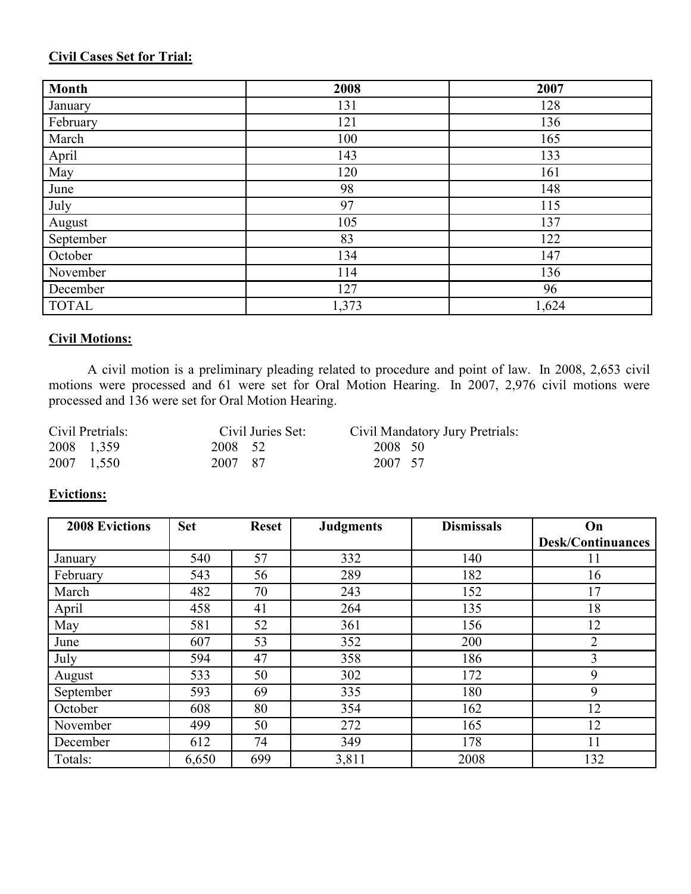**Civil Cases Set for Trial:**

| Month | 2008 | 2007 |
|---|---|---|
| January | 131 | 128 |
| February | 121 | 136 |
| March | 100 | 165 |
| April | 143 | 133 |
| May | 120 | 161 |
| June | 98 | 148 |
| July | 97 | 115 |
| August | 105 | 137 |
| September | 83 | 122 |
| October | 134 | 147 |
| November | 114 | 136 |
| December | 127 | 96 |
| TOTAL | 1,373 | 1,624 |

**Civil Motions:**

A civil motion is a preliminary pleading related to procedure and point of law. In 2008, 2,653 civil motions were processed and 61 were set for Oral Motion Hearing. In 2007, 2,976 civil motions were processed and 136 were set for Oral Motion Hearing.

| Civil Pretrials: | Civil Juries Set: | Civil Mandatory Jury Pretrials: |
|---|---|---|
| 2008 1,359 | 2008 52 | 2008 50 |
| 2007 1,550 | 2007 87 | 2007 57 |

**Evictions:**

| 2008 Evictions | Set | Reset | Judgments | Dismissals | On Desk/Continuances |
|---|---|---|---|---|---|
| January | 540 | 57 | 332 | 140 | 11 |
| February | 543 | 56 | 289 | 182 | 16 |
| March | 482 | 70 | 243 | 152 | 17 |
| April | 458 | 41 | 264 | 135 | 18 |
| May | 581 | 52 | 361 | 156 | 12 |
| June | 607 | 53 | 352 | 200 | 2 |
| July | 594 | 47 | 358 | 186 | 3 |
| August | 533 | 50 | 302 | 172 | 9 |
| September | 593 | 69 | 335 | 180 | 9 |
| October | 608 | 80 | 354 | 162 | 12 |
| November | 499 | 50 | 272 | 165 | 12 |
| December | 612 | 74 | 349 | 178 | 11 |
| Totals: | 6,650 | 699 | 3,811 | 2008 | 132 |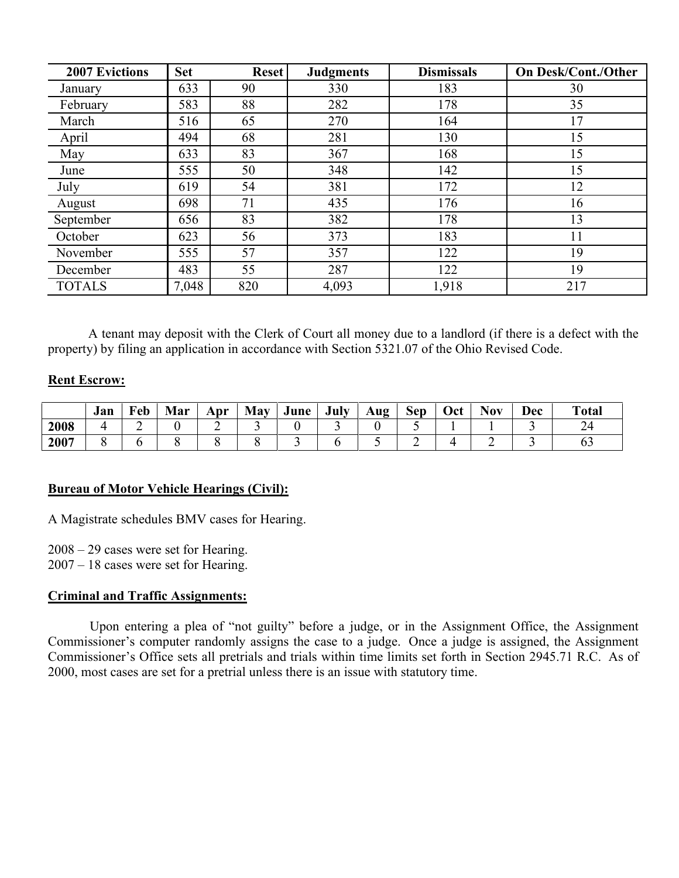| 2007 Evictions | Set | Reset | Judgments | Dismissals | On Desk/Cont./Other |
|---|---|---|---|---|---|
| January | 633 | 90 | 330 | 183 | 30 |
| February | 583 | 88 | 282 | 178 | 35 |
| March | 516 | 65 | 270 | 164 | 17 |
| April | 494 | 68 | 281 | 130 | 15 |
| May | 633 | 83 | 367 | 168 | 15 |
| June | 555 | 50 | 348 | 142 | 15 |
| July | 619 | 54 | 381 | 172 | 12 |
| August | 698 | 71 | 435 | 176 | 16 |
| September | 656 | 83 | 382 | 178 | 13 |
| October | 623 | 56 | 373 | 183 | 11 |
| November | 555 | 57 | 357 | 122 | 19 |
| December | 483 | 55 | 287 | 122 | 19 |
| TOTALS | 7,048 | 820 | 4,093 | 1,918 | 217 |

A tenant may deposit with the Clerk of Court all money due to a landlord (if there is a defect with the property) by filing an application in accordance with Section 5321.07 of the Ohio Revised Code.

**Rent Escrow:**

| | Jan | Feb | Mar | Apr | May | June | July | Aug | Sep | Oct | Nov | Dec | Total |
|---|---|---|---|---|---|---|---|---|---|---|---|---|---|
| 2008 | 4 | 2 | 0 | 2 | 3 | 0 | 3 | 0 | 5 | 1 | 1 | 3 | 24 |
| 2007 | 8 | 6 | 8 | 8 | 8 | 3 | 6 | 5 | 2 | 4 | 2 | 3 | 63 |

**Bureau of Motor Vehicle Hearings (Civil):**

A Magistrate schedules BMV cases for Hearing.

2008 – 29 cases were set for Hearing.
2007 – 18 cases were set for Hearing.

**Criminal and Traffic Assignments:**

Upon entering a plea of "not guilty" before a judge, or in the Assignment Office, the Assignment Commissioner's computer randomly assigns the case to a judge. Once a judge is assigned, the Assignment Commissioner's Office sets all pretrials and trials within time limits set forth in Section 2945.71 R.C. As of 2000, most cases are set for a pretrial unless there is an issue with statutory time.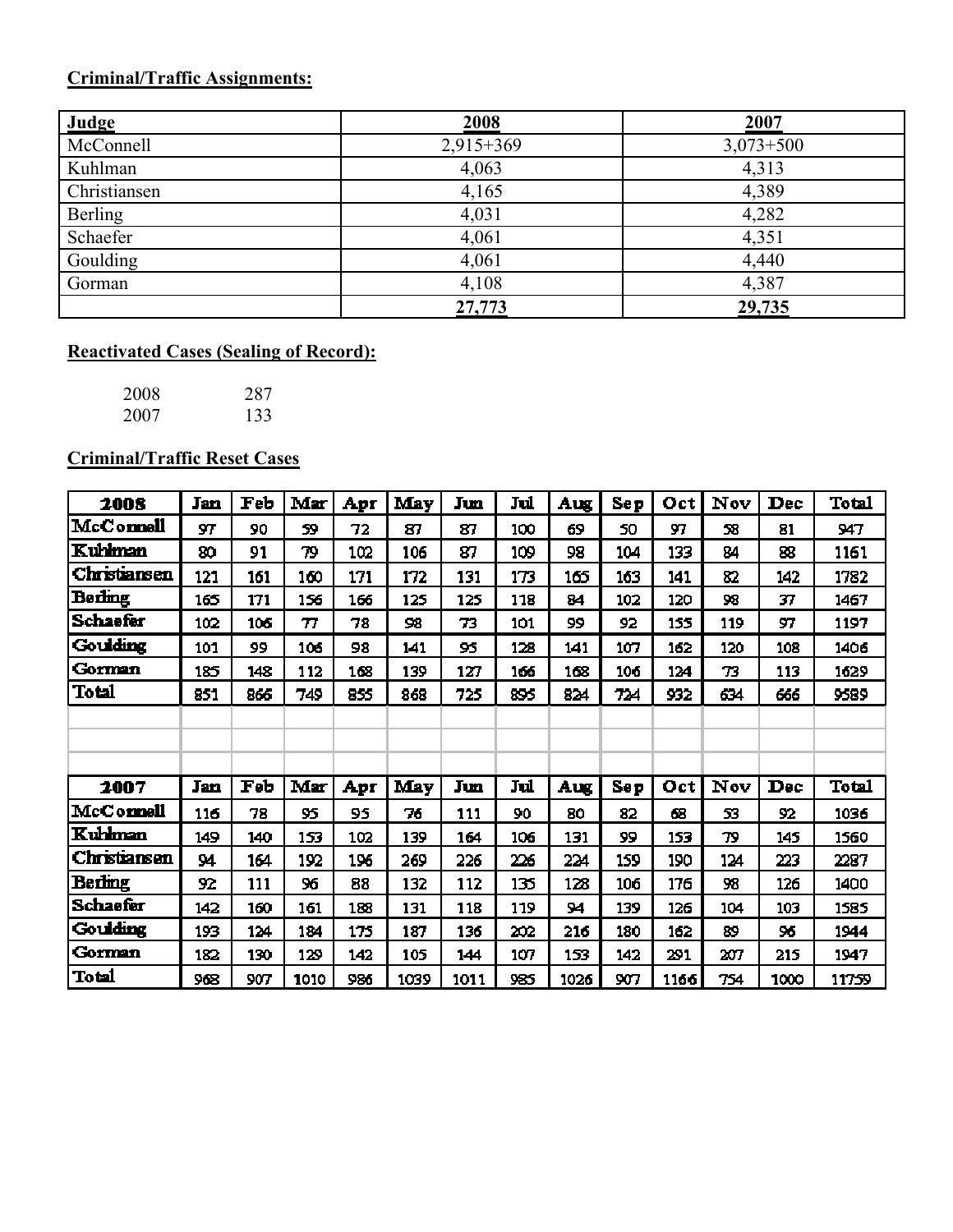**Criminal/Traffic Assignments:**

| Judge | 2008 | 2007 |
|---|---|---|
| McConnell | 2,915+369 | 3,073+500 |
| Kuhlman | 4,063 | 4,313 |
| Christiansen | 4,165 | 4,389 |
| Berling | 4,031 | 4,282 |
| Schaefer | 4,061 | 4,351 |
| Goulding | 4,061 | 4,440 |
| Gorman | 4,108 | 4,387 |
| | **27,773** | **29,735** |

**Reactivated Cases (Sealing of Record):**

| | |
|---|---|
| 2008 | 287 |
| 2007 | 133 |

**Criminal/Traffic Reset Cases**

| 2008 | Jan | Feb | Mar | Apr | May | Jun | Jul | Aug | Sep | Oct | Nov | Dec | Total |
|---|---|---|---|---|---|---|---|---|---|---|---|---|---|
| McConnell | 97 | 90 | 59 | 72 | 87 | 87 | 100 | 69 | 50 | 97 | 58 | 81 | 947 |
| Kuhlman | 80 | 91 | 79 | 102 | 106 | 87 | 109 | 98 | 104 | 133 | 84 | 88 | 1161 |
| Christiansen | 121 | 161 | 160 | 171 | 172 | 131 | 173 | 165 | 163 | 141 | 82 | 142 | 1782 |
| Berling | 165 | 171 | 156 | 166 | 125 | 125 | 118 | 84 | 102 | 120 | 98 | 37 | 1467 |
| Schaefer | 102 | 106 | 77 | 78 | 98 | 73 | 101 | 99 | 92 | 155 | 119 | 97 | 1197 |
| Goulding | 101 | 99 | 106 | 98 | 141 | 95 | 128 | 141 | 107 | 162 | 120 | 108 | 1406 |
| Gorman | 185 | 148 | 112 | 168 | 139 | 127 | 166 | 168 | 106 | 124 | 73 | 113 | 1629 |
| Total | 851 | 866 | 749 | 855 | 868 | 725 | 895 | 824 | 724 | 932 | 634 | 666 | 9589 |

| 2007 | Jan | Feb | Mar | Apr | May | Jun | Jul | Aug | Sep | Oct | Nov | Dec | Total |
|---|---|---|---|---|---|---|---|---|---|---|---|---|---|
| McConnell | 116 | 78 | 95 | 95 | 76 | 111 | 90 | 80 | 82 | 68 | 53 | 92 | 1036 |
| Kuhlman | 149 | 140 | 153 | 102 | 139 | 164 | 106 | 131 | 99 | 153 | 79 | 145 | 1560 |
| Christiansen | 94 | 164 | 192 | 196 | 269 | 226 | 226 | 224 | 159 | 190 | 124 | 223 | 2287 |
| Berling | 92 | 111 | 96 | 88 | 132 | 112 | 135 | 128 | 106 | 176 | 98 | 126 | 1400 |
| Schaefer | 142 | 160 | 161 | 188 | 131 | 118 | 119 | 94 | 139 | 126 | 104 | 103 | 1585 |
| Goulding | 193 | 124 | 184 | 175 | 187 | 136 | 202 | 216 | 180 | 162 | 89 | 96 | 1944 |
| Gorman | 182 | 130 | 129 | 142 | 105 | 144 | 107 | 153 | 142 | 291 | 207 | 215 | 1947 |
| Total | 968 | 907 | 1010 | 986 | 1039 | 1011 | 985 | 1026 | 907 | 1166 | 754 | 1000 | 11759 |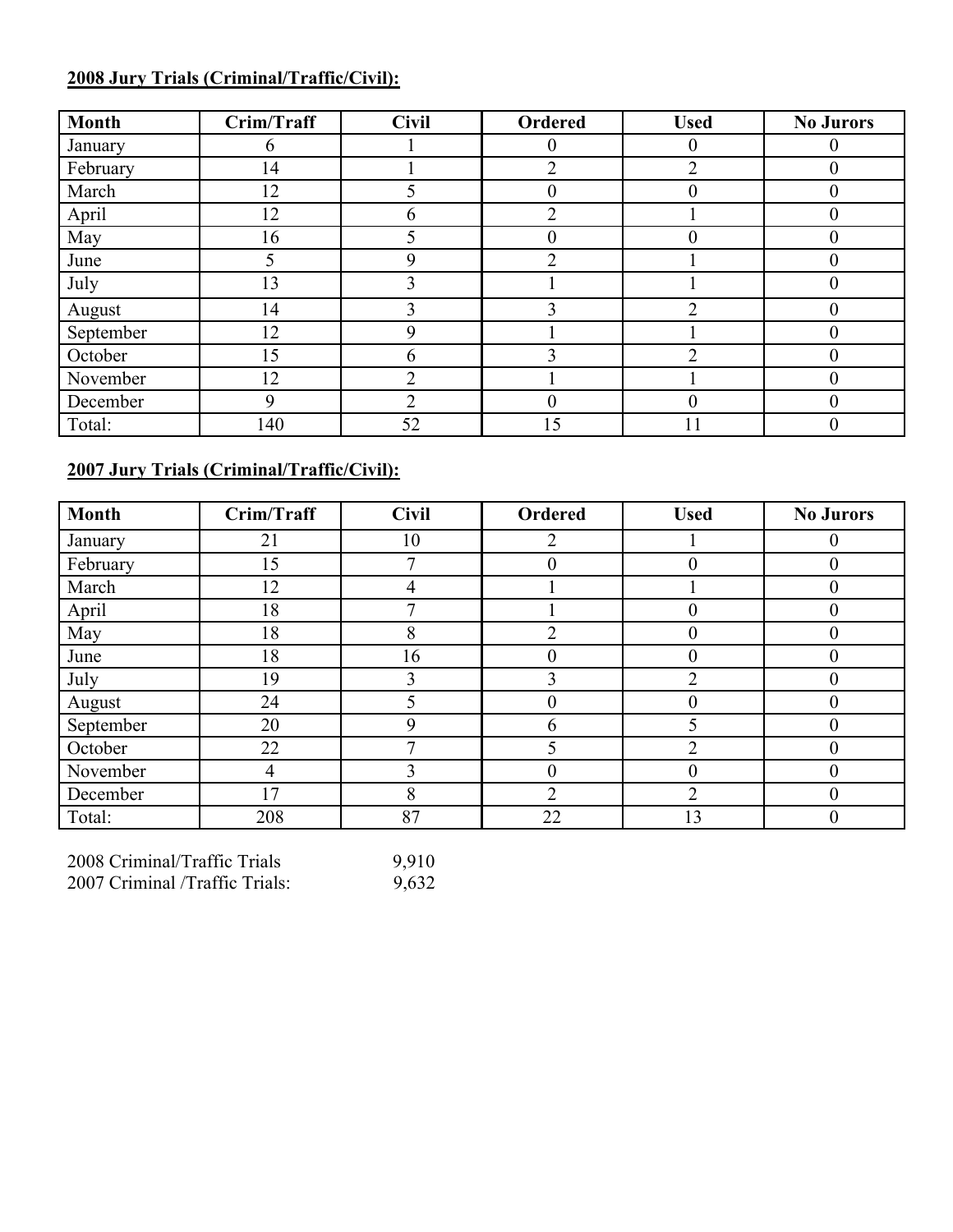**2008 Jury Trials (Criminal/Traffic/Civil):**

| Month | Crim/Traff | Civil | Ordered | Used | No Jurors |
|---|---|---|---|---|---|
| January | 6 | 1 | 0 | 0 | 0 |
| February | 14 | 1 | 2 | 2 | 0 |
| March | 12 | 5 | 0 | 0 | 0 |
| April | 12 | 6 | 2 | 1 | 0 |
| May | 16 | 5 | 0 | 0 | 0 |
| June | 5 | 9 | 2 | 1 | 0 |
| July | 13 | 3 | 1 | 1 | 0 |
| August | 14 | 3 | 3 | 2 | 0 |
| September | 12 | 9 | 1 | 1 | 0 |
| October | 15 | 6 | 3 | 2 | 0 |
| November | 12 | 2 | 1 | 1 | 0 |
| December | 9 | 2 | 0 | 0 | 0 |
| Total: | 140 | 52 | 15 | 11 | 0 |

**2007 Jury Trials (Criminal/Traffic/Civil):**

| Month | Crim/Traff | Civil | Ordered | Used | No Jurors |
|---|---|---|---|---|---|
| January | 21 | 10 | 2 | 1 | 0 |
| February | 15 | 7 | 0 | 0 | 0 |
| March | 12 | 4 | 1 | 1 | 0 |
| April | 18 | 7 | 1 | 0 | 0 |
| May | 18 | 8 | 2 | 0 | 0 |
| June | 18 | 16 | 0 | 0 | 0 |
| July | 19 | 3 | 3 | 2 | 0 |
| August | 24 | 5 | 0 | 0 | 0 |
| September | 20 | 9 | 6 | 5 | 0 |
| October | 22 | 7 | 5 | 2 | 0 |
| November | 4 | 3 | 0 | 0 | 0 |
| December | 17 | 8 | 2 | 2 | 0 |
| Total: | 208 | 87 | 22 | 13 | 0 |

2008 Criminal/Traffic Trials 9,910
2007 Criminal /Traffic Trials: 9,632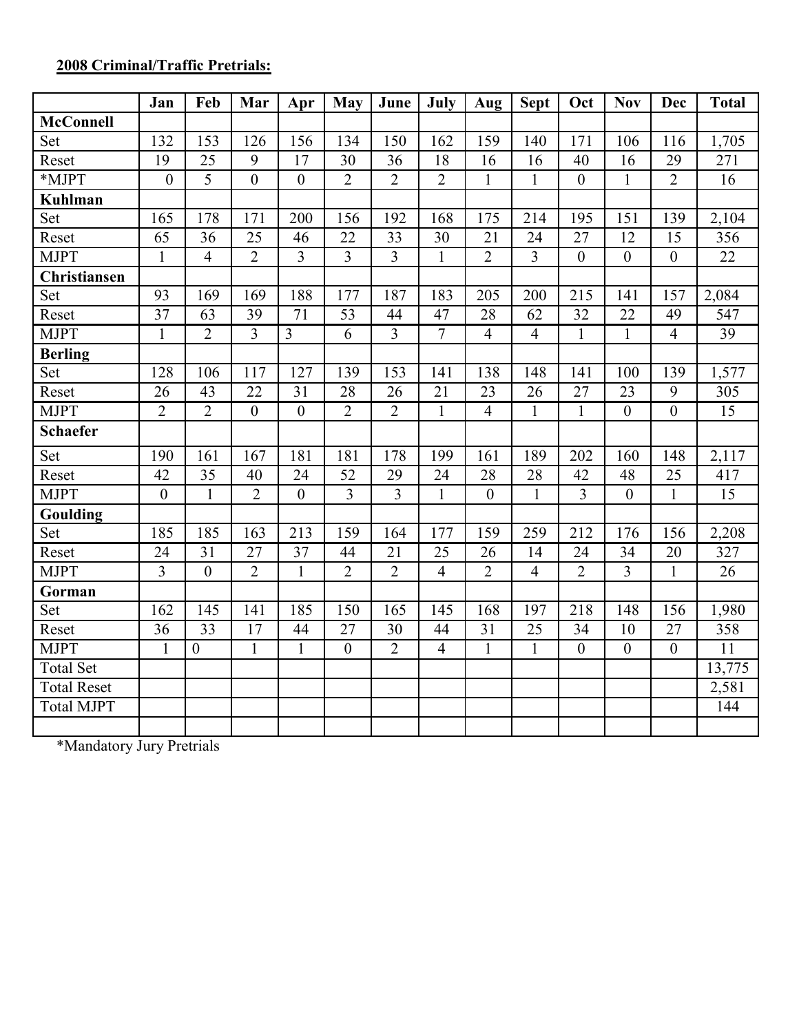**2008 Criminal/Traffic Pretrials:**

| | Jan | Feb | Mar | Apr | May | June | July | Aug | Sept | Oct | Nov | Dec | Total |
|---|---|---|---|---|---|---|---|---|---|---|---|---|---|
| **McConnell** | | | | | | | | | | | | | |
| Set | 132 | 153 | 126 | 156 | 134 | 150 | 162 | 159 | 140 | 171 | 106 | 116 | 1,705 |
| Reset | 19 | 25 | 9 | 17 | 30 | 36 | 18 | 16 | 16 | 40 | 16 | 29 | 271 |
| *MJPT | 0 | 5 | 0 | 0 | 2 | 2 | 2 | 1 | 1 | 0 | 1 | 2 | 16 |
| **Kuhlman** | | | | | | | | | | | | | |
| Set | 165 | 178 | 171 | 200 | 156 | 192 | 168 | 175 | 214 | 195 | 151 | 139 | 2,104 |
| Reset | 65 | 36 | 25 | 46 | 22 | 33 | 30 | 21 | 24 | 27 | 12 | 15 | 356 |
| MJPT | 1 | 4 | 2 | 3 | 3 | 3 | 1 | 2 | 3 | 0 | 0 | 0 | 22 |
| **Christiansen** | | | | | | | | | | | | | |
| Set | 93 | 169 | 169 | 188 | 177 | 187 | 183 | 205 | 200 | 215 | 141 | 157 | 2,084 |
| Reset | 37 | 63 | 39 | 71 | 53 | 44 | 47 | 28 | 62 | 32 | 22 | 49 | 547 |
| MJPT | 1 | 2 | 3 | 3 | 6 | 3 | 7 | 4 | 4 | 1 | 1 | 4 | 39 |
| **Berling** | | | | | | | | | | | | | |
| Set | 128 | 106 | 117 | 127 | 139 | 153 | 141 | 138 | 148 | 141 | 100 | 139 | 1,577 |
| Reset | 26 | 43 | 22 | 31 | 28 | 26 | 21 | 23 | 26 | 27 | 23 | 9 | 305 |
| MJPT | 2 | 2 | 0 | 0 | 2 | 2 | 1 | 4 | 1 | 1 | 0 | 0 | 15 |
| **Schaefer** | | | | | | | | | | | | | |
| Set | 190 | 161 | 167 | 181 | 181 | 178 | 199 | 161 | 189 | 202 | 160 | 148 | 2,117 |
| Reset | 42 | 35 | 40 | 24 | 52 | 29 | 24 | 28 | 28 | 42 | 48 | 25 | 417 |
| MJPT | 0 | 1 | 2 | 0 | 3 | 3 | 1 | 0 | 1 | 3 | 0 | 1 | 15 |
| **Goulding** | | | | | | | | | | | | | |
| Set | 185 | 185 | 163 | 213 | 159 | 164 | 177 | 159 | 259 | 212 | 176 | 156 | 2,208 |
| Reset | 24 | 31 | 27 | 37 | 44 | 21 | 25 | 26 | 14 | 24 | 34 | 20 | 327 |
| MJPT | 3 | 0 | 2 | 1 | 2 | 2 | 4 | 2 | 4 | 2 | 3 | 1 | 26 |
| **Gorman** | | | | | | | | | | | | | |
| Set | 162 | 145 | 141 | 185 | 150 | 165 | 145 | 168 | 197 | 218 | 148 | 156 | 1,980 |
| Reset | 36 | 33 | 17 | 44 | 27 | 30 | 44 | 31 | 25 | 34 | 10 | 27 | 358 |
| MJPT | 1 | 0 | 1 | 1 | 0 | 2 | 4 | 1 | 1 | 0 | 0 | 0 | 11 |
| Total Set | | | | | | | | | | | | | 13,775 |
| Total Reset | | | | | | | | | | | | | 2,581 |
| Total MJPT | | | | | | | | | | | | | 144 |
| | | | | | | | | | | | | | |

*Mandatory Jury Pretrials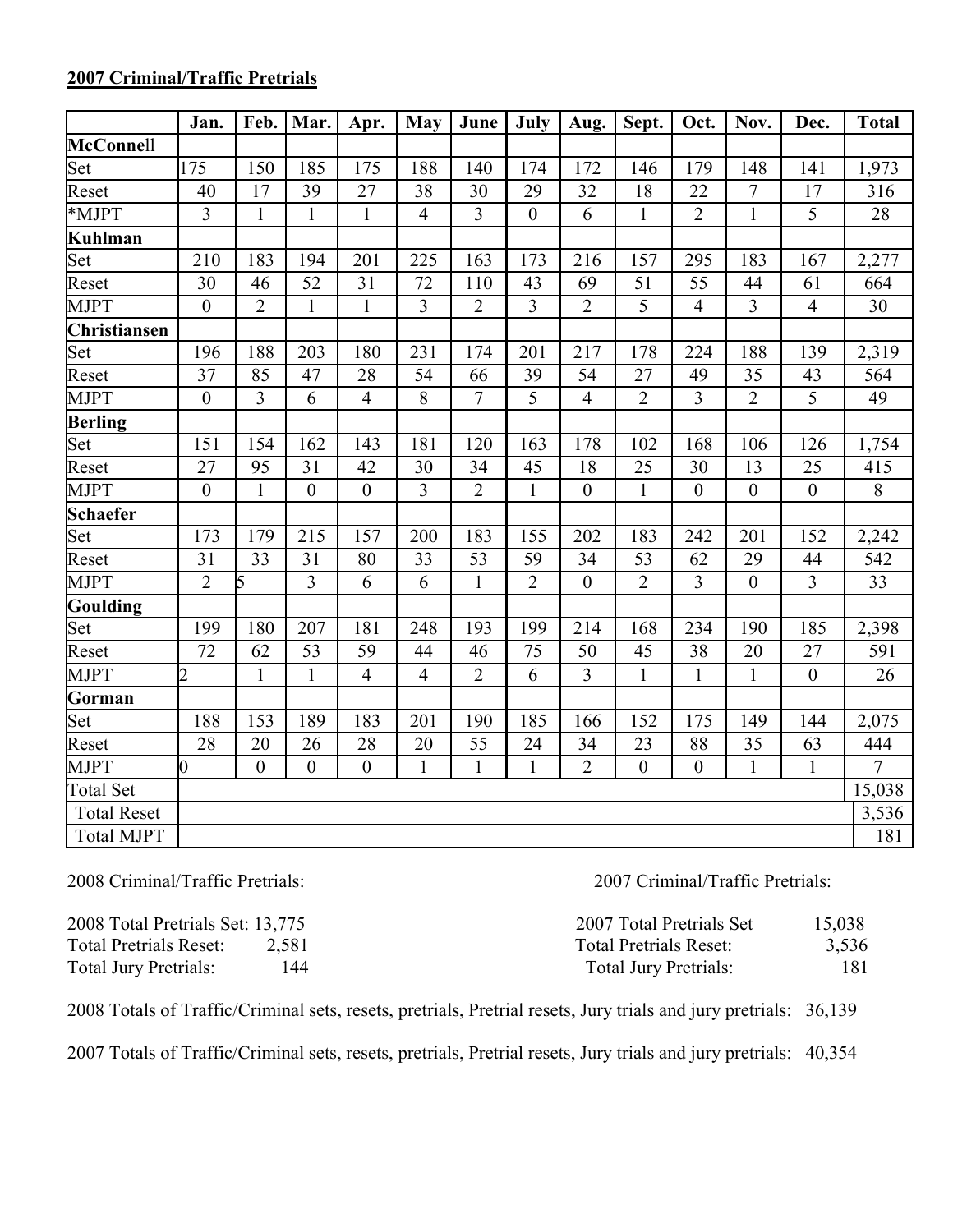**2007 Criminal/Traffic Pretrials**

| | Jan. | Feb. | Mar. | Apr. | May | June | July | Aug. | Sept. | Oct. | Nov. | Dec. | Total |
|---|---|---|---|---|---|---|---|---|---|---|---|---|---|
| **McConne**ll | | | | | | | | | | | | | |
| Set | 175 | 150 | 185 | 175 | 188 | 140 | 174 | 172 | 146 | 179 | 148 | 141 | 1,973 |
| Reset | 40 | 17 | 39 | 27 | 38 | 30 | 29 | 32 | 18 | 22 | 7 | 17 | 316 |
| *MJPT | 3 | 1 | 1 | 1 | 4 | 3 | 0 | 6 | 1 | 2 | 1 | 5 | 28 |
| **Kuhlman** | | | | | | | | | | | | | |
| Set | 210 | 183 | 194 | 201 | 225 | 163 | 173 | 216 | 157 | 295 | 183 | 167 | 2,277 |
| Reset | 30 | 46 | 52 | 31 | 72 | 110 | 43 | 69 | 51 | 55 | 44 | 61 | 664 |
| MJPT | 0 | 2 | 1 | 1 | 3 | 2 | 3 | 2 | 5 | 4 | 3 | 4 | 30 |
| **Christiansen** | | | | | | | | | | | | | |
| Set | 196 | 188 | 203 | 180 | 231 | 174 | 201 | 217 | 178 | 224 | 188 | 139 | 2,319 |
| Reset | 37 | 85 | 47 | 28 | 54 | 66 | 39 | 54 | 27 | 49 | 35 | 43 | 564 |
| MJPT | 0 | 3 | 6 | 4 | 8 | 7 | 5 | 4 | 2 | 3 | 2 | 5 | 49 |
| **Berling** | | | | | | | | | | | | | |
| Set | 151 | 154 | 162 | 143 | 181 | 120 | 163 | 178 | 102 | 168 | 106 | 126 | 1,754 |
| Reset | 27 | 95 | 31 | 42 | 30 | 34 | 45 | 18 | 25 | 30 | 13 | 25 | 415 |
| MJPT | 0 | 1 | 0 | 0 | 3 | 2 | 1 | 0 | 1 | 0 | 0 | 0 | 8 |
| **Schaefer** | | | | | | | | | | | | | |
| Set | 173 | 179 | 215 | 157 | 200 | 183 | 155 | 202 | 183 | 242 | 201 | 152 | 2,242 |
| Reset | 31 | 33 | 31 | 80 | 33 | 53 | 59 | 34 | 53 | 62 | 29 | 44 | 542 |
| MJPT | 2 | 5 | 3 | 6 | 6 | 1 | 2 | 0 | 2 | 3 | 0 | 3 | 33 |
| **Goulding** | | | | | | | | | | | | | |
| Set | 199 | 180 | 207 | 181 | 248 | 193 | 199 | 214 | 168 | 234 | 190 | 185 | 2,398 |
| Reset | 72 | 62 | 53 | 59 | 44 | 46 | 75 | 50 | 45 | 38 | 20 | 27 | 591 |
| MJPT | 2 | 1 | 1 | 4 | 4 | 2 | 6 | 3 | 1 | 1 | 1 | 0 | 26 |
| **Gorman** | | | | | | | | | | | | | |
| Set | 188 | 153 | 189 | 183 | 201 | 190 | 185 | 166 | 152 | 175 | 149 | 144 | 2,075 |
| Reset | 28 | 20 | 26 | 28 | 20 | 55 | 24 | 34 | 23 | 88 | 35 | 63 | 444 |
| MJPT | 0 | 0 | 0 | 0 | 1 | 1 | 1 | 2 | 0 | 0 | 1 | 1 | 7 |
| Total Set | | | | | | | | | | | | | 15,038 |
| Total Reset | | | | | | | | | | | | | 3,536 |
| Total MJPT | | | | | | | | | | | | | 181 |

2008 Criminal/Traffic Pretrials:

2008 Total Pretrials Set: 13,775
Total Pretrials Reset: 2,581
Total Jury Pretrials: 144

2007 Criminal/Traffic Pretrials:

2007 Total Pretrials Set 15,038
Total Pretrials Reset: 3,536
Total Jury Pretrials: 181

2008 Totals of Traffic/Criminal sets, resets, pretrials, Pretrial resets, Jury trials and jury pretrials: 36,139

2007 Totals of Traffic/Criminal sets, resets, pretrials, Pretrial resets, Jury trials and jury pretrials: 40,354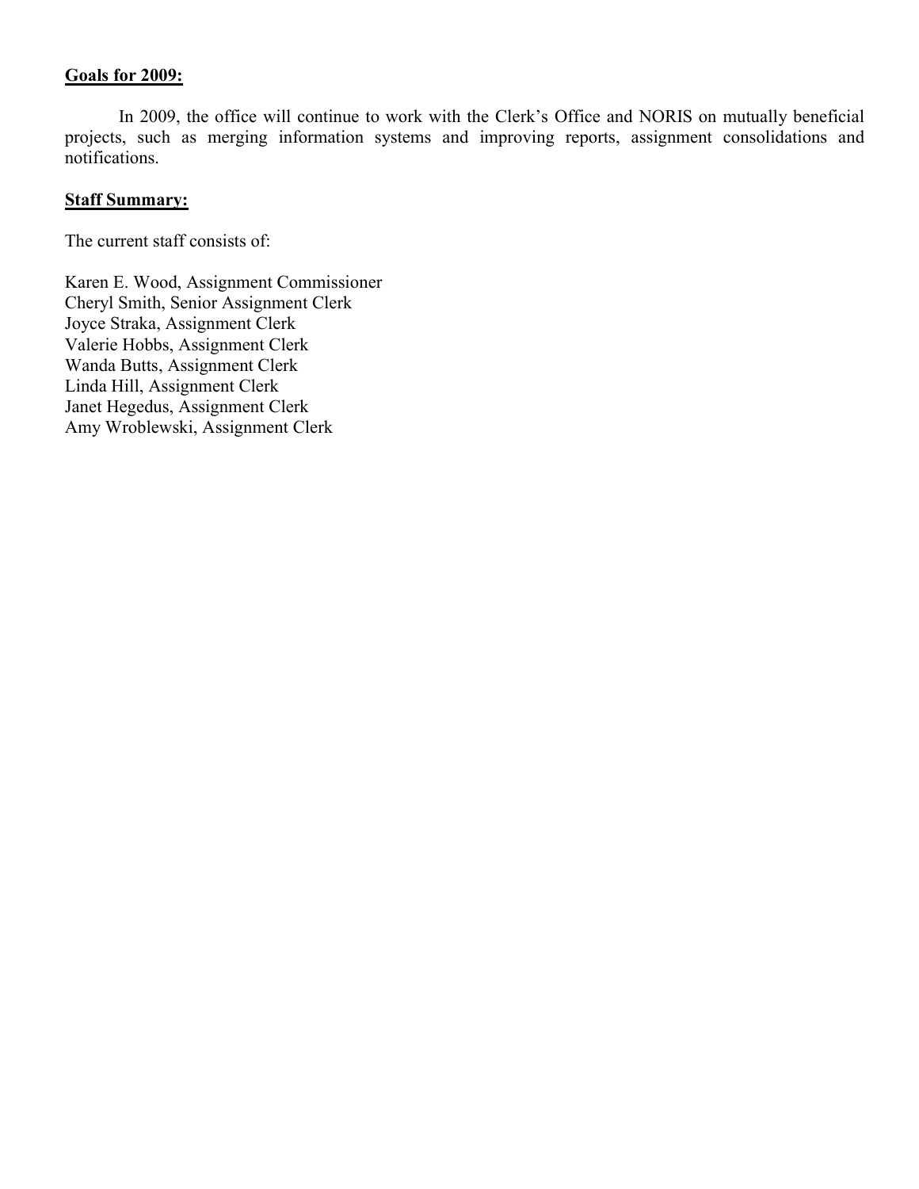**Goals for 2009:**

In 2009, the office will continue to work with the Clerk's Office and NORIS on mutually beneficial projects, such as merging information systems and improving reports, assignment consolidations and notifications.

**Staff Summary:**

The current staff consists of:

Karen E. Wood, Assignment Commissioner
Cheryl Smith, Senior Assignment Clerk
Joyce Straka, Assignment Clerk
Valerie Hobbs, Assignment Clerk
Wanda Butts, Assignment Clerk
Linda Hill, Assignment Clerk
Janet Hegedus, Assignment Clerk
Amy Wroblewski, Assignment Clerk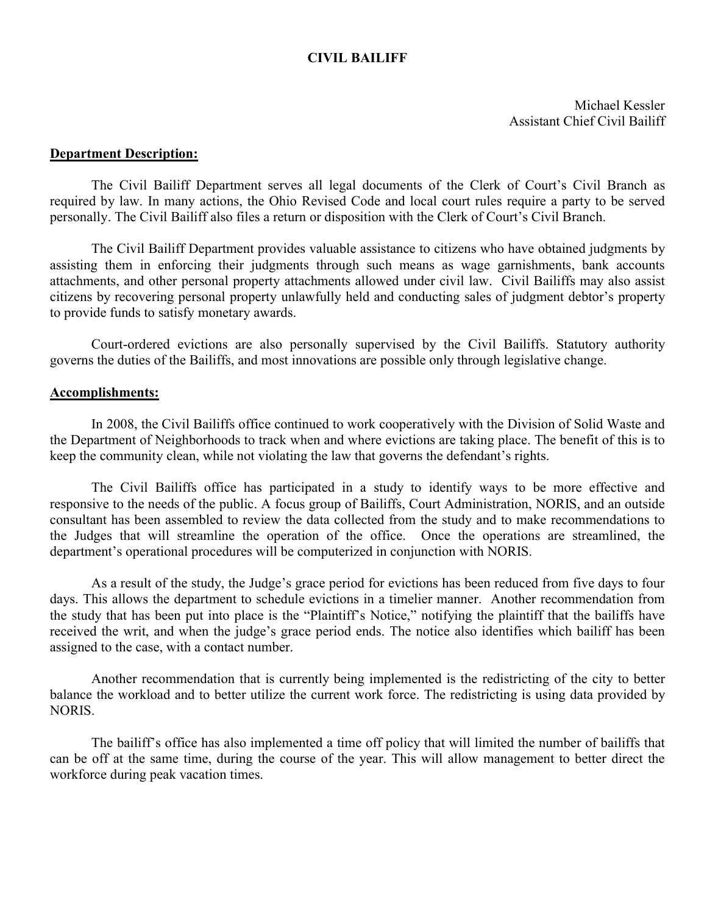# CIVIL BAILIFF

Michael Kessler
Assistant Chief Civil Bailiff

## Department Description:

The Civil Bailiff Department serves all legal documents of the Clerk of Court's Civil Branch as required by law. In many actions, the Ohio Revised Code and local court rules require a party to be served personally. The Civil Bailiff also files a return or disposition with the Clerk of Court's Civil Branch.

The Civil Bailiff Department provides valuable assistance to citizens who have obtained judgments by assisting them in enforcing their judgments through such means as wage garnishments, bank accounts attachments, and other personal property attachments allowed under civil law. Civil Bailiffs may also assist citizens by recovering personal property unlawfully held and conducting sales of judgment debtor's property to provide funds to satisfy monetary awards.

Court-ordered evictions are also personally supervised by the Civil Bailiffs. Statutory authority governs the duties of the Bailiffs, and most innovations are possible only through legislative change.

## Accomplishments:

In 2008, the Civil Bailiffs office continued to work cooperatively with the Division of Solid Waste and the Department of Neighborhoods to track when and where evictions are taking place. The benefit of this is to keep the community clean, while not violating the law that governs the defendant's rights.

The Civil Bailiffs office has participated in a study to identify ways to be more effective and responsive to the needs of the public. A focus group of Bailiffs, Court Administration, NORIS, and an outside consultant has been assembled to review the data collected from the study and to make recommendations to the Judges that will streamline the operation of the office. Once the operations are streamlined, the department's operational procedures will be computerized in conjunction with NORIS.

As a result of the study, the Judge's grace period for evictions has been reduced from five days to four days. This allows the department to schedule evictions in a timelier manner. Another recommendation from the study that has been put into place is the "Plaintiff's Notice," notifying the plaintiff that the bailiffs have received the writ, and when the judge's grace period ends. The notice also identifies which bailiff has been assigned to the case, with a contact number.

Another recommendation that is currently being implemented is the redistricting of the city to better balance the workload and to better utilize the current work force. The redistricting is using data provided by NORIS.

The bailiff's office has also implemented a time off policy that will limited the number of bailiffs that can be off at the same time, during the course of the year. This will allow management to better direct the workforce during peak vacation times.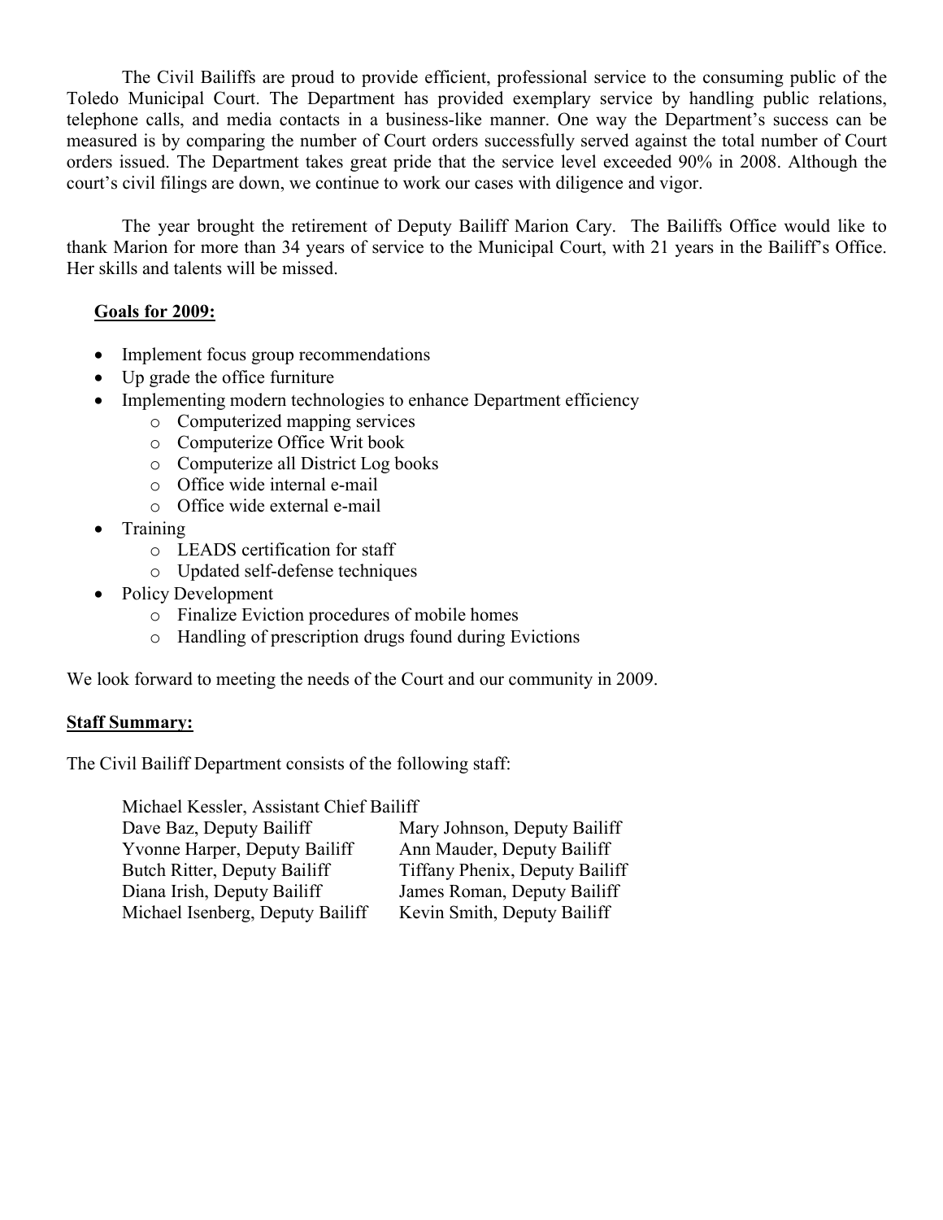The Civil Bailiffs are proud to provide efficient, professional service to the consuming public of the Toledo Municipal Court. The Department has provided exemplary service by handling public relations, telephone calls, and media contacts in a business-like manner. One way the Department's success can be measured is by comparing the number of Court orders successfully served against the total number of Court orders issued. The Department takes great pride that the service level exceeded 90% in 2008. Although the court's civil filings are down, we continue to work our cases with diligence and vigor.

The year brought the retirement of Deputy Bailiff Marion Cary. The Bailiffs Office would like to thank Marion for more than 34 years of service to the Municipal Court, with 21 years in the Bailiff's Office. Her skills and talents will be missed.

**Goals for 2009:**

- Implement focus group recommendations
- Up grade the office furniture
- Implementing modern technologies to enhance Department efficiency
  - Computerized mapping services
  - Computerize Office Writ book
  - Computerize all District Log books
  - Office wide internal e-mail
  - Office wide external e-mail
- Training
  - LEADS certification for staff
  - Updated self-defense techniques
- Policy Development
  - Finalize Eviction procedures of mobile homes
  - Handling of prescription drugs found during Evictions

We look forward to meeting the needs of the Court and our community in 2009.

**Staff Summary:**

The Civil Bailiff Department consists of the following staff:

Michael Kessler, Assistant Chief Bailiff

| | |
|---|---|
| Dave Baz, Deputy Bailiff | Mary Johnson, Deputy Bailiff |
| Yvonne Harper, Deputy Bailiff | Ann Mauder, Deputy Bailiff |
| Butch Ritter, Deputy Bailiff | Tiffany Phenix, Deputy Bailiff |
| Diana Irish, Deputy Bailiff | James Roman, Deputy Bailiff |
| Michael Isenberg, Deputy Bailiff | Kevin Smith, Deputy Bailiff |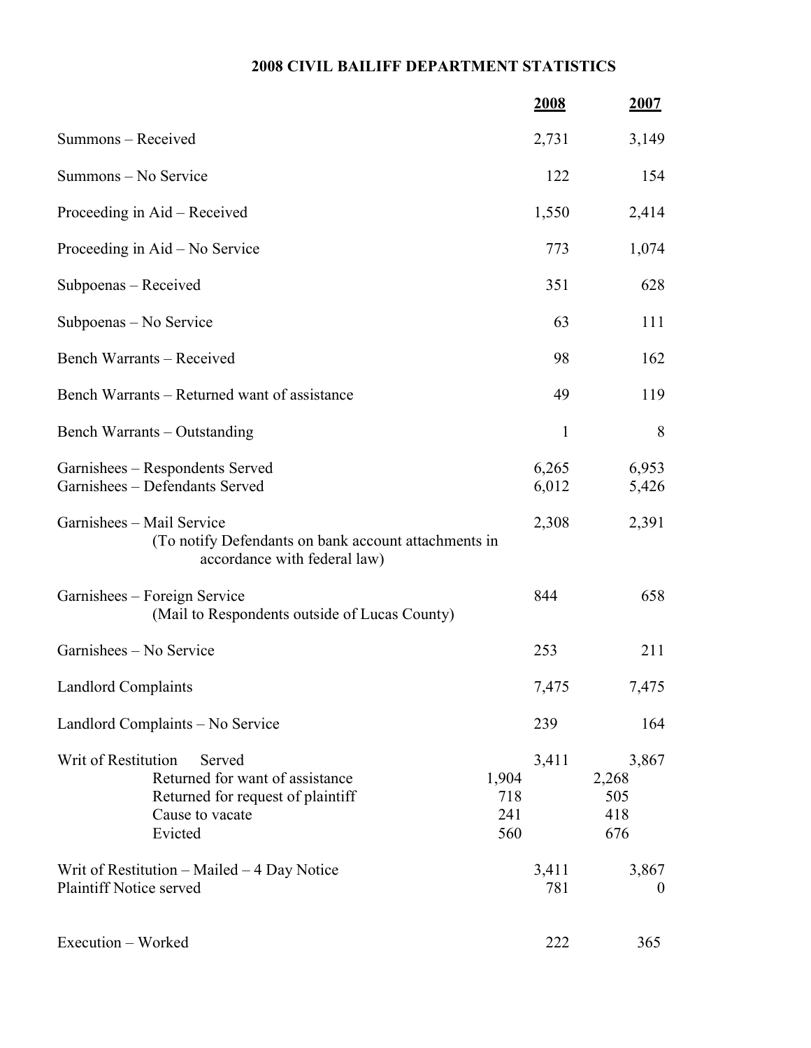# 2008 CIVIL BAILIFF DEPARTMENT STATISTICS

| | | 2008 | | 2007 |
|---|---|---|---|---|
| Summons – Received | | 2,731 | | 3,149 |
| Summons – No Service | | 122 | | 154 |
| Proceeding in Aid – Received | | 1,550 | | 2,414 |
| Proceeding in Aid – No Service | | 773 | | 1,074 |
| Subpoenas – Received | | 351 | | 628 |
| Subpoenas – No Service | | 63 | | 111 |
| Bench Warrants – Received | | 98 | | 162 |
| Bench Warrants – Returned want of assistance | | 49 | | 119 |
| Bench Warrants – Outstanding | | 1 | | 8 |
| Garnishees – Respondents Served | | 6,265 | | 6,953 |
| Garnishees – Defendants Served | | 6,012 | | 5,426 |
| Garnishees – Mail Service (To notify Defendants on bank account attachments in accordance with federal law) | | 2,308 | | 2,391 |
| Garnishees – Foreign Service (Mail to Respondents outside of Lucas County) | | 844 | | 658 |
| Garnishees – No Service | | 253 | | 211 |
| Landlord Complaints | | 7,475 | | 7,475 |
| Landlord Complaints – No Service | | 239 | | 164 |
| Writ of Restitution Served | | 3,411 | | 3,867 |
| Returned for want of assistance | 1,904 | | 2,268 | |
| Returned for request of plaintiff | 718 | | 505 | |
| Cause to vacate | 241 | | 418 | |
| Evicted | 560 | | 676 | |
| Writ of Restitution – Mailed – 4 Day Notice | | 3,411 | | 3,867 |
| Plaintiff Notice served | | 781 | | 0 |
| Execution – Worked | | 222 | | 365 |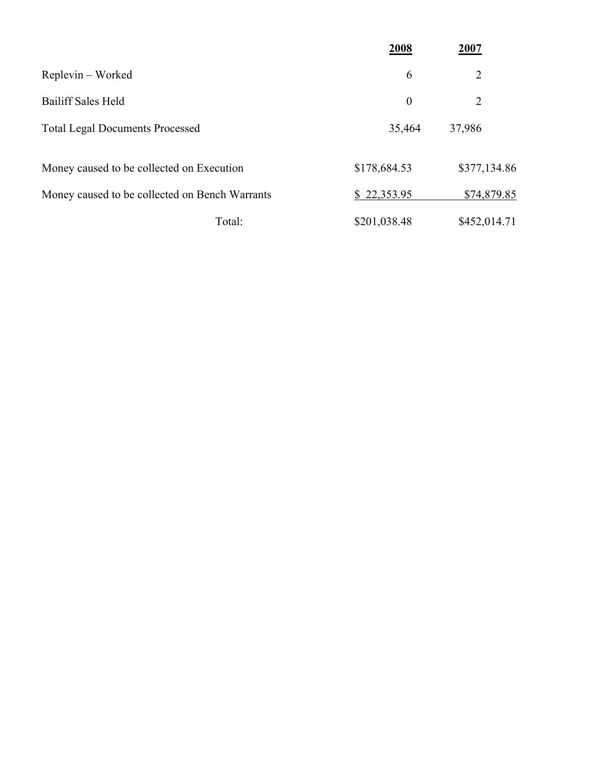| | 2008 | 2007 |
|---|---|---|
| Replevin – Worked | 6 | 2 |
| Bailiff Sales Held | 0 | 2 |
| Total Legal Documents Processed | 35,464 | 37,986 |
| Money caused to be collected on Execution | $178,684.53 | $377,134.86 |
| Money caused to be collected on Bench Warrants | $ 22,353.95 | $74,879.85 |
| Total: | $201,038.48 | $452,014.71 |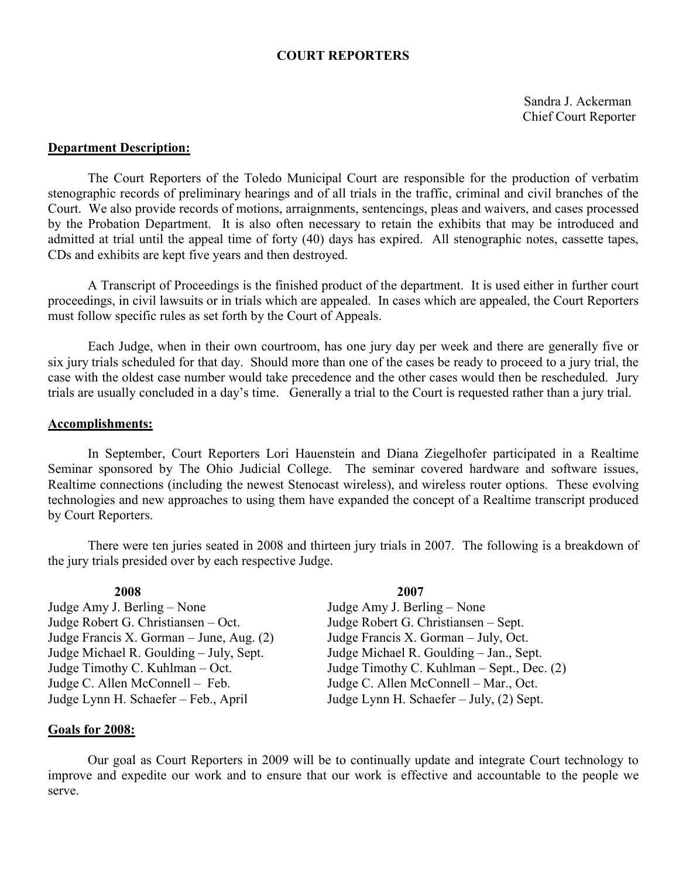## COURT REPORTERS

Sandra J. Ackerman
Chief Court Reporter

**Department Description:**

The Court Reporters of the Toledo Municipal Court are responsible for the production of verbatim stenographic records of preliminary hearings and of all trials in the traffic, criminal and civil branches of the Court. We also provide records of motions, arraignments, sentencings, pleas and waivers, and cases processed by the Probation Department. It is also often necessary to retain the exhibits that may be introduced and admitted at trial until the appeal time of forty (40) days has expired. All stenographic notes, cassette tapes, CDs and exhibits are kept five years and then destroyed.

A Transcript of Proceedings is the finished product of the department. It is used either in further court proceedings, in civil lawsuits or in trials which are appealed. In cases which are appealed, the Court Reporters must follow specific rules as set forth by the Court of Appeals.

Each Judge, when in their own courtroom, has one jury day per week and there are generally five or six jury trials scheduled for that day. Should more than one of the cases be ready to proceed to a jury trial, the case with the oldest case number would take precedence and the other cases would then be rescheduled. Jury trials are usually concluded in a day's time. Generally a trial to the Court is requested rather than a jury trial.

**Accomplishments:**

In September, Court Reporters Lori Hauenstein and Diana Ziegelhofer participated in a Realtime Seminar sponsored by The Ohio Judicial College. The seminar covered hardware and software issues, Realtime connections (including the newest Stenocast wireless), and wireless router options. These evolving technologies and new approaches to using them have expanded the concept of a Realtime transcript produced by Court Reporters.

There were ten juries seated in 2008 and thirteen jury trials in 2007. The following is a breakdown of the jury trials presided over by each respective Judge.

| 2008 | 2007 |
|---|---|
| Judge Amy J. Berling – None | Judge Amy J. Berling – None |
| Judge Robert G. Christiansen – Oct. | Judge Robert G. Christiansen – Sept. |
| Judge Francis X. Gorman – June, Aug. (2) | Judge Francis X. Gorman – July, Oct. |
| Judge Michael R. Goulding – July, Sept. | Judge Michael R. Goulding – Jan., Sept. |
| Judge Timothy C. Kuhlman – Oct. | Judge Timothy C. Kuhlman – Sept., Dec. (2) |
| Judge C. Allen McConnell – Feb. | Judge C. Allen McConnell – Mar., Oct. |
| Judge Lynn H. Schaefer – Feb., April | Judge Lynn H. Schaefer – July, (2) Sept. |

**Goals for 2008:**

Our goal as Court Reporters in 2009 will be to continually update and integrate Court technology to improve and expedite our work and to ensure that our work is effective and accountable to the people we serve.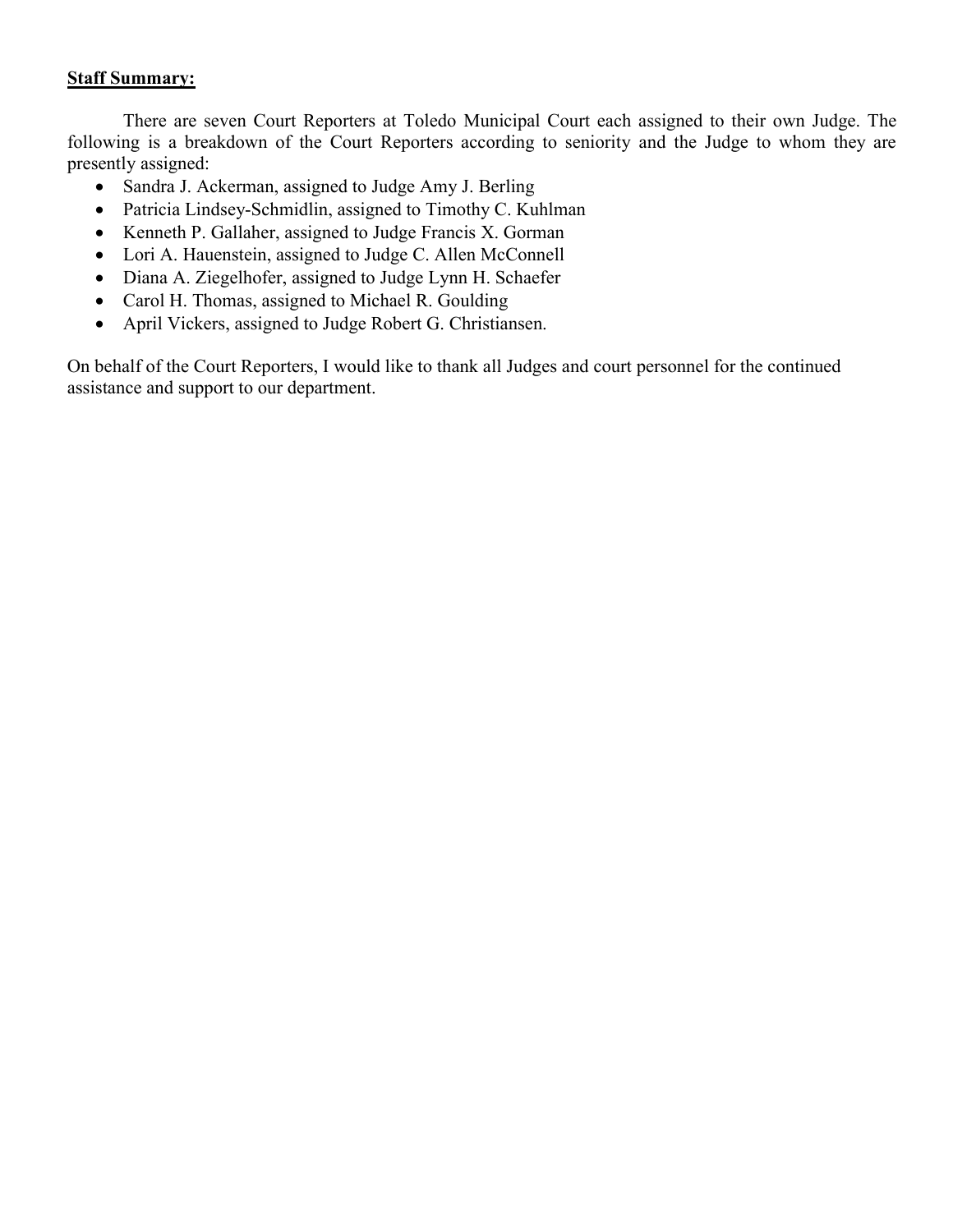**Staff Summary:**

There are seven Court Reporters at Toledo Municipal Court each assigned to their own Judge. The following is a breakdown of the Court Reporters according to seniority and the Judge to whom they are presently assigned:

- Sandra J. Ackerman, assigned to Judge Amy J. Berling
- Patricia Lindsey-Schmidlin, assigned to Timothy C. Kuhlman
- Kenneth P. Gallaher, assigned to Judge Francis X. Gorman
- Lori A. Hauenstein, assigned to Judge C. Allen McConnell
- Diana A. Ziegelhofer, assigned to Judge Lynn H. Schaefer
- Carol H. Thomas, assigned to Michael R. Goulding
- April Vickers, assigned to Judge Robert G. Christiansen.

On behalf of the Court Reporters, I would like to thank all Judges and court personnel for the continued assistance and support to our department.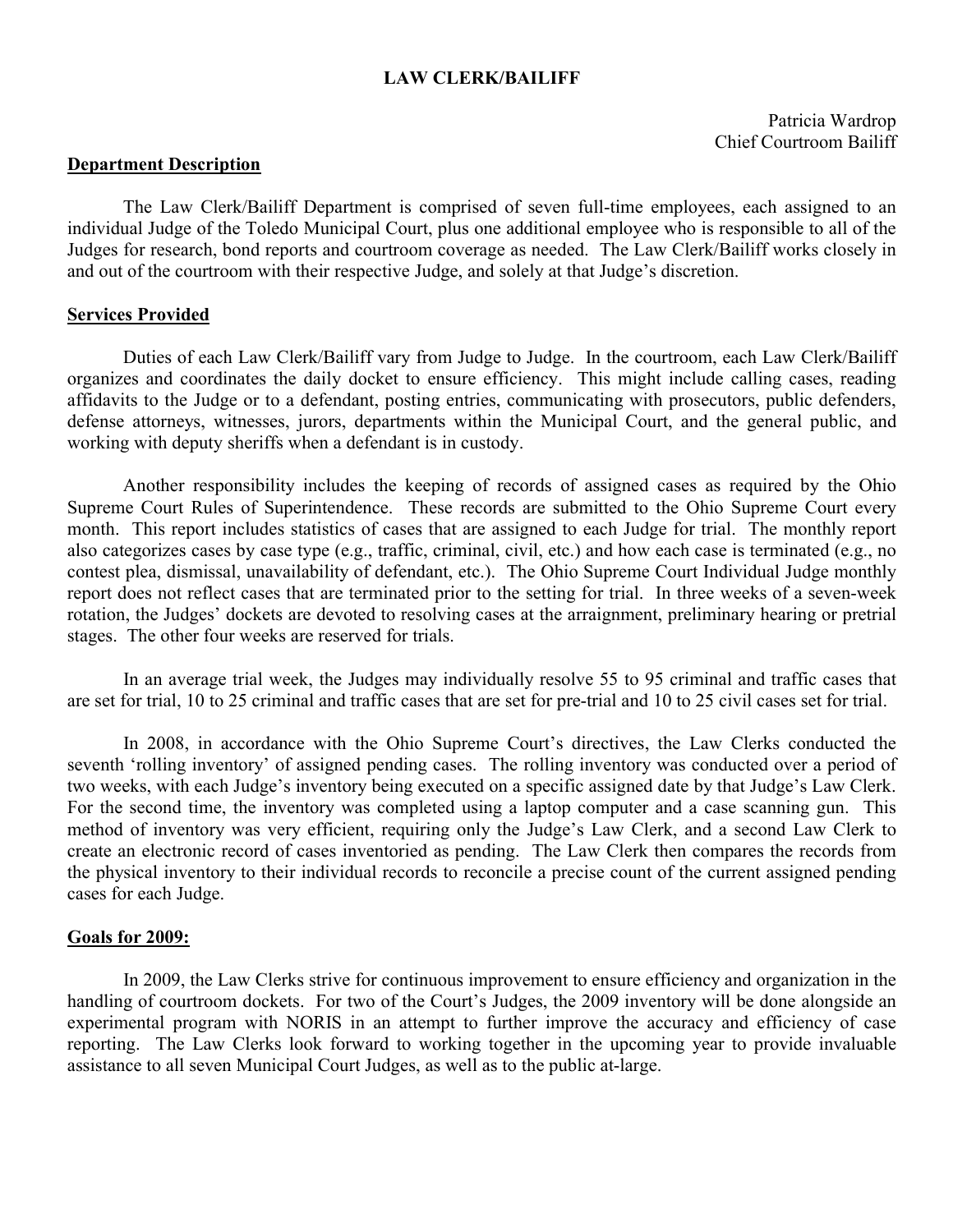# LAW CLERK/BAILIFF

Patricia Wardrop
Chief Courtroom Bailiff

## Department Description

The Law Clerk/Bailiff Department is comprised of seven full-time employees, each assigned to an individual Judge of the Toledo Municipal Court, plus one additional employee who is responsible to all of the Judges for research, bond reports and courtroom coverage as needed. The Law Clerk/Bailiff works closely in and out of the courtroom with their respective Judge, and solely at that Judge's discretion.

## Services Provided

Duties of each Law Clerk/Bailiff vary from Judge to Judge. In the courtroom, each Law Clerk/Bailiff organizes and coordinates the daily docket to ensure efficiency. This might include calling cases, reading affidavits to the Judge or to a defendant, posting entries, communicating with prosecutors, public defenders, defense attorneys, witnesses, jurors, departments within the Municipal Court, and the general public, and working with deputy sheriffs when a defendant is in custody.

Another responsibility includes the keeping of records of assigned cases as required by the Ohio Supreme Court Rules of Superintendence. These records are submitted to the Ohio Supreme Court every month. This report includes statistics of cases that are assigned to each Judge for trial. The monthly report also categorizes cases by case type (e.g., traffic, criminal, civil, etc.) and how each case is terminated (e.g., no contest plea, dismissal, unavailability of defendant, etc.). The Ohio Supreme Court Individual Judge monthly report does not reflect cases that are terminated prior to the setting for trial. In three weeks of a seven-week rotation, the Judges' dockets are devoted to resolving cases at the arraignment, preliminary hearing or pretrial stages. The other four weeks are reserved for trials.

In an average trial week, the Judges may individually resolve 55 to 95 criminal and traffic cases that are set for trial, 10 to 25 criminal and traffic cases that are set for pre-trial and 10 to 25 civil cases set for trial.

In 2008, in accordance with the Ohio Supreme Court's directives, the Law Clerks conducted the seventh 'rolling inventory' of assigned pending cases. The rolling inventory was conducted over a period of two weeks, with each Judge's inventory being executed on a specific assigned date by that Judge's Law Clerk. For the second time, the inventory was completed using a laptop computer and a case scanning gun. This method of inventory was very efficient, requiring only the Judge's Law Clerk, and a second Law Clerk to create an electronic record of cases inventoried as pending. The Law Clerk then compares the records from the physical inventory to their individual records to reconcile a precise count of the current assigned pending cases for each Judge.

## Goals for 2009:

In 2009, the Law Clerks strive for continuous improvement to ensure efficiency and organization in the handling of courtroom dockets. For two of the Court's Judges, the 2009 inventory will be done alongside an experimental program with NORIS in an attempt to further improve the accuracy and efficiency of case reporting. The Law Clerks look forward to working together in the upcoming year to provide invaluable assistance to all seven Municipal Court Judges, as well as to the public at-large.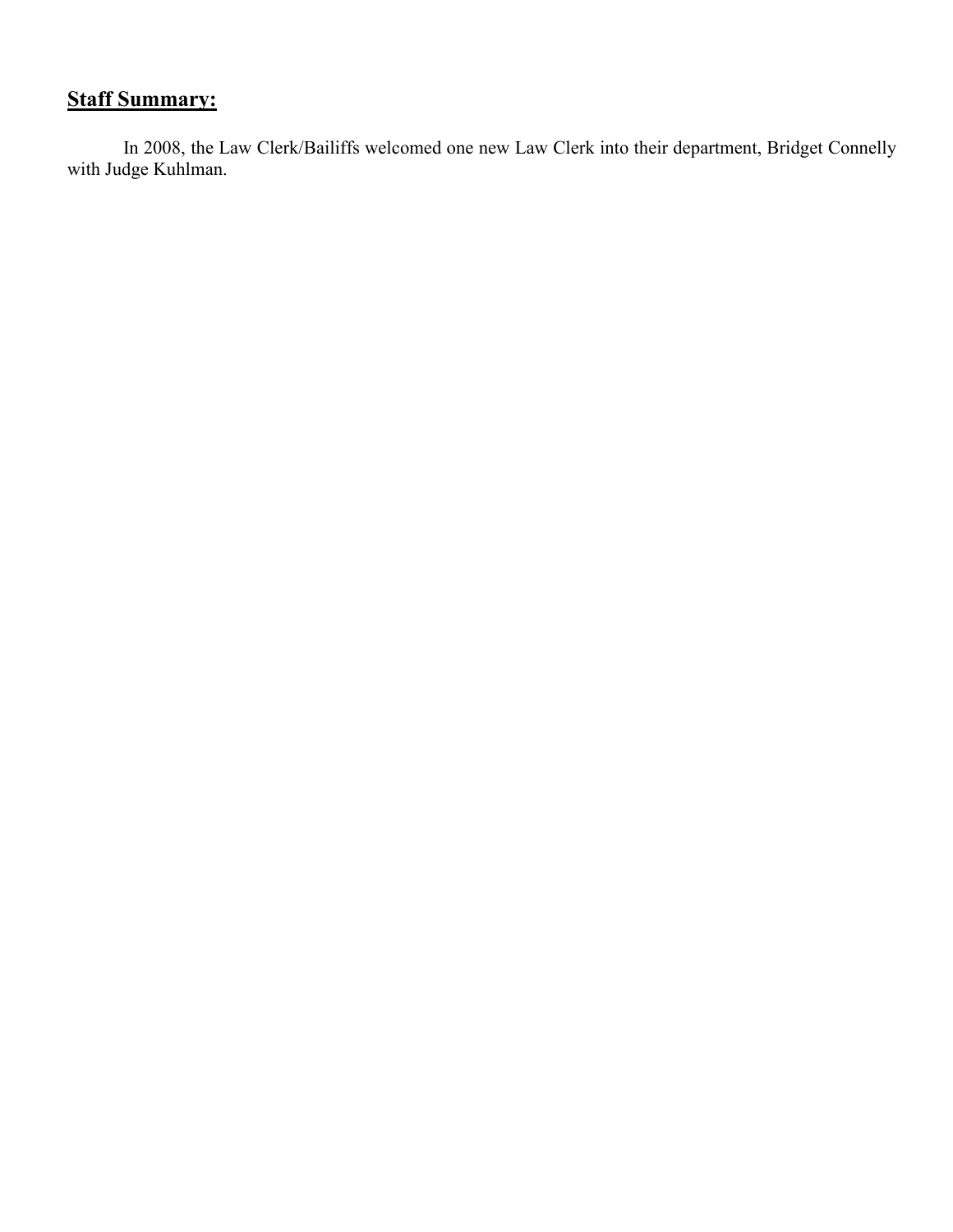## **Staff Summary:**

In 2008, the Law Clerk/Bailiffs welcomed one new Law Clerk into their department, Bridget Connelly with Judge Kuhlman.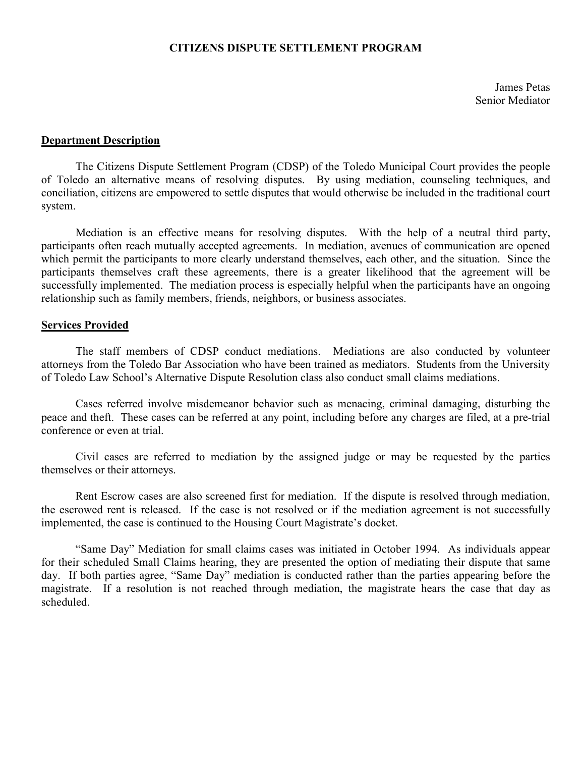# CITIZENS DISPUTE SETTLEMENT PROGRAM

James Petas
Senior Mediator

## Department Description

The Citizens Dispute Settlement Program (CDSP) of the Toledo Municipal Court provides the people of Toledo an alternative means of resolving disputes. By using mediation, counseling techniques, and conciliation, citizens are empowered to settle disputes that would otherwise be included in the traditional court system.

Mediation is an effective means for resolving disputes. With the help of a neutral third party, participants often reach mutually accepted agreements. In mediation, avenues of communication are opened which permit the participants to more clearly understand themselves, each other, and the situation. Since the participants themselves craft these agreements, there is a greater likelihood that the agreement will be successfully implemented. The mediation process is especially helpful when the participants have an ongoing relationship such as family members, friends, neighbors, or business associates.

## Services Provided

The staff members of CDSP conduct mediations. Mediations are also conducted by volunteer attorneys from the Toledo Bar Association who have been trained as mediators. Students from the University of Toledo Law School's Alternative Dispute Resolution class also conduct small claims mediations.

Cases referred involve misdemeanor behavior such as menacing, criminal damaging, disturbing the peace and theft. These cases can be referred at any point, including before any charges are filed, at a pre-trial conference or even at trial.

Civil cases are referred to mediation by the assigned judge or may be requested by the parties themselves or their attorneys.

Rent Escrow cases are also screened first for mediation. If the dispute is resolved through mediation, the escrowed rent is released. If the case is not resolved or if the mediation agreement is not successfully implemented, the case is continued to the Housing Court Magistrate's docket.

"Same Day" Mediation for small claims cases was initiated in October 1994. As individuals appear for their scheduled Small Claims hearing, they are presented the option of mediating their dispute that same day. If both parties agree, "Same Day" mediation is conducted rather than the parties appearing before the magistrate. If a resolution is not reached through mediation, the magistrate hears the case that day as scheduled.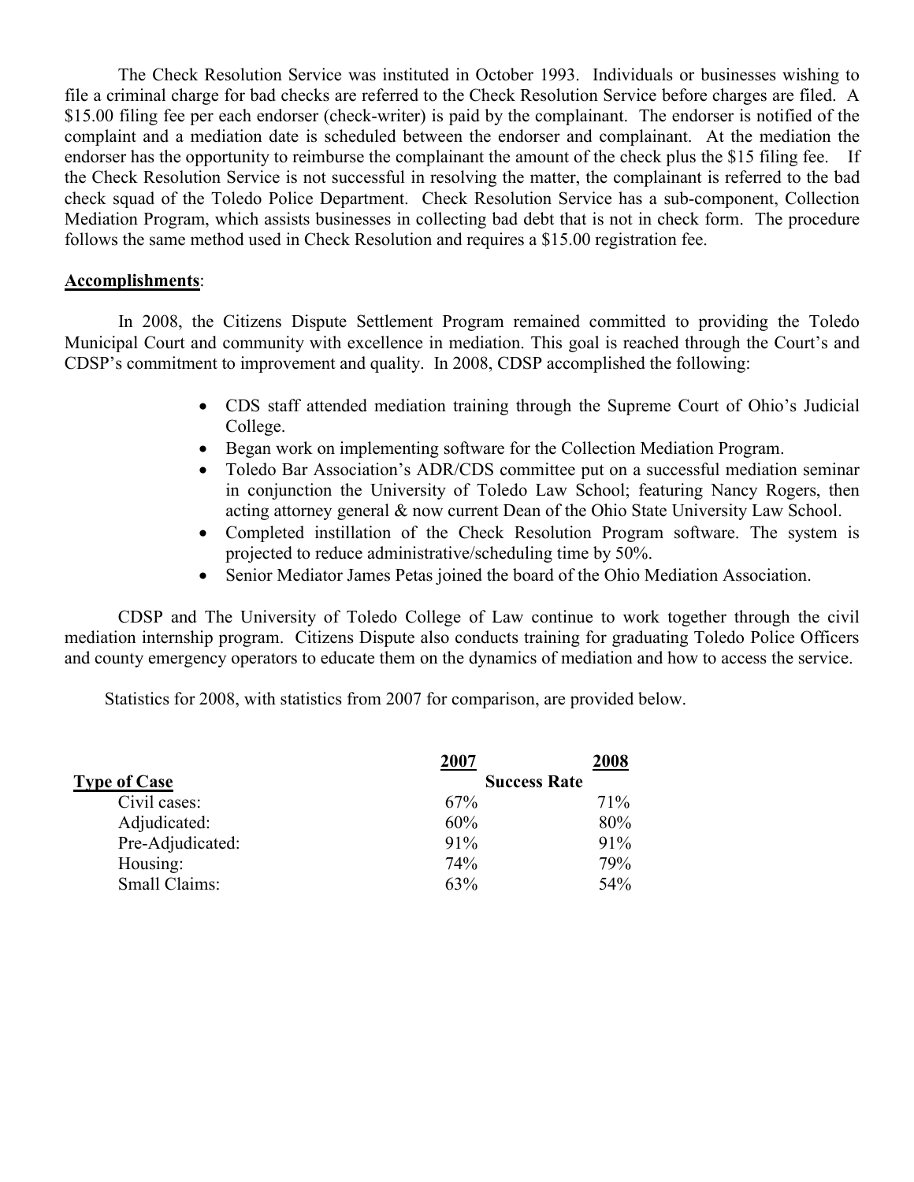The Check Resolution Service was instituted in October 1993. Individuals or businesses wishing to file a criminal charge for bad checks are referred to the Check Resolution Service before charges are filed. A $15.00 filing fee per each endorser (check-writer) is paid by the complainant. The endorser is notified of the complaint and a mediation date is scheduled between the endorser and complainant. At the mediation the endorser has the opportunity to reimburse the complainant the amount of the check plus the $15 filing fee. If the Check Resolution Service is not successful in resolving the matter, the complainant is referred to the bad check squad of the Toledo Police Department. Check Resolution Service has a sub-component, Collection Mediation Program, which assists businesses in collecting bad debt that is not in check form. The procedure follows the same method used in Check Resolution and requires a $15.00 registration fee.

**Accomplishments**:

In 2008, the Citizens Dispute Settlement Program remained committed to providing the Toledo Municipal Court and community with excellence in mediation. This goal is reached through the Court's and CDSP's commitment to improvement and quality. In 2008, CDSP accomplished the following:

- CDS staff attended mediation training through the Supreme Court of Ohio's Judicial College.
- Began work on implementing software for the Collection Mediation Program.
- Toledo Bar Association's ADR/CDS committee put on a successful mediation seminar in conjunction the University of Toledo Law School; featuring Nancy Rogers, then acting attorney general & now current Dean of the Ohio State University Law School.
- Completed instillation of the Check Resolution Program software. The system is projected to reduce administrative/scheduling time by 50%.
- Senior Mediator James Petas joined the board of the Ohio Mediation Association.

CDSP and The University of Toledo College of Law continue to work together through the civil mediation internship program. Citizens Dispute also conducts training for graduating Toledo Police Officers and county emergency operators to educate them on the dynamics of mediation and how to access the service.

Statistics for 2008, with statistics from 2007 for comparison, are provided below.

| | 2007 | 2008 |
|---|---|---|
| **Type of Case** | **Success Rate** | |
| Civil cases: | 67% | 71% |
| Adjudicated: | 60% | 80% |
| Pre-Adjudicated: | 91% | 91% |
| Housing: | 74% | 79% |
| Small Claims: | 63% | 54% |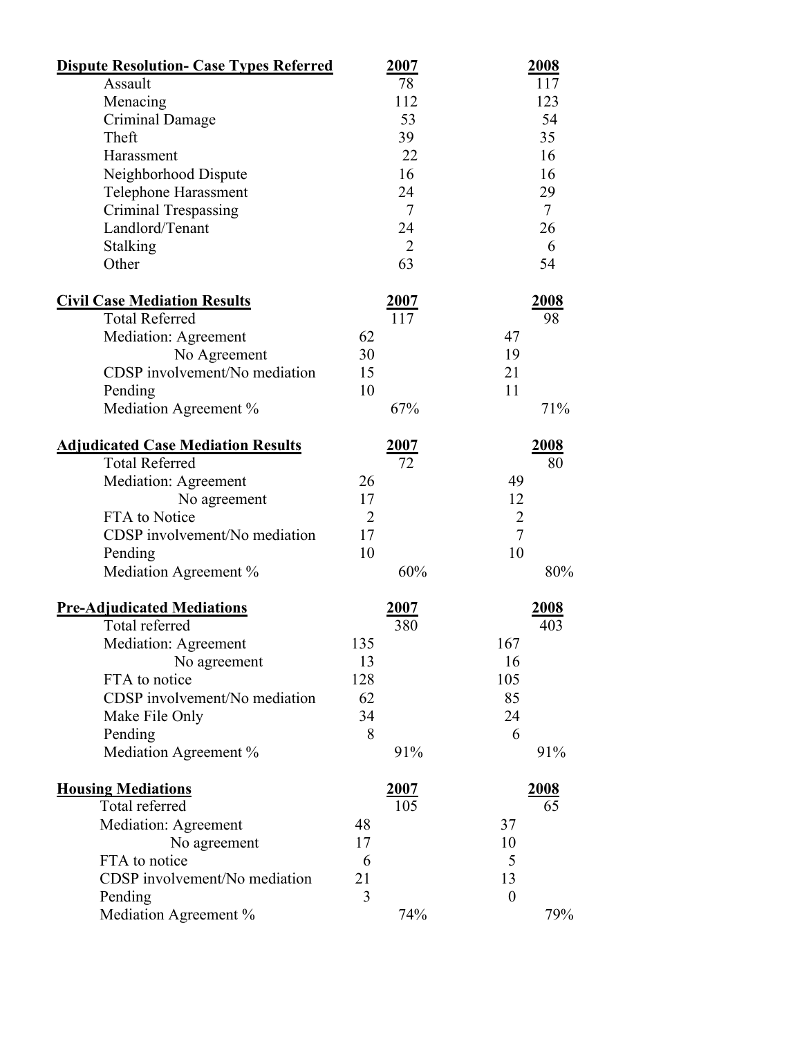| **Dispute Resolution- Case Types Referred** | **2007** | **2008** |
|---|---|---|
| Assault | 78 | 117 |
| Menacing | 112 | 123 |
| Criminal Damage | 53 | 54 |
| Theft | 39 | 35 |
| Harassment | 22 | 16 |
| Neighborhood Dispute | 16 | 16 |
| Telephone Harassment | 24 | 29 |
| Criminal Trespassing | 7 | 7 |
| Landlord/Tenant | 24 | 26 |
| Stalking | 2 | 6 |
| Other | 63 | 54 |

| **Civil Case Mediation Results** | | **2007** | | **2008** |
|---|---|---|---|---|
| Total Referred | | 117 | | 98 |
| Mediation: Agreement | 62 | | 47 | |
| No Agreement | 30 | | 19 | |
| CDSP involvement/No mediation | 15 | | 21 | |
| Pending | 10 | | 11 | |
| Mediation Agreement % | | 67% | | 71% |

| **Adjudicated Case Mediation Results** | | **2007** | | **2008** |
|---|---|---|---|---|
| Total Referred | | 72 | | 80 |
| Mediation: Agreement | 26 | | 49 | |
| No agreement | 17 | | 12 | |
| FTA to Notice | 2 | | 2 | |
| CDSP involvement/No mediation | 17 | | 7 | |
| Pending | 10 | | 10 | |
| Mediation Agreement % | | 60% | | 80% |

| **Pre-Adjudicated Mediations** | | **2007** | | **2008** |
|---|---|---|---|---|
| Total referred | | 380 | | 403 |
| Mediation: Agreement | 135 | | 167 | |
| No agreement | 13 | | 16 | |
| FTA to notice | 128 | | 105 | |
| CDSP involvement/No mediation | 62 | | 85 | |
| Make File Only | 34 | | 24 | |
| Pending | 8 | | 6 | |
| Mediation Agreement % | | 91% | | 91% |

| **Housing Mediations** | | **2007** | | **2008** |
|---|---|---|---|---|
| Total referred | | 105 | | 65 |
| Mediation: Agreement | 48 | | 37 | |
| No agreement | 17 | | 10 | |
| FTA to notice | 6 | | 5 | |
| CDSP involvement/No mediation | 21 | | 13 | |
| Pending | 3 | | 0 | |
| Mediation Agreement % | | 74% | | 79% |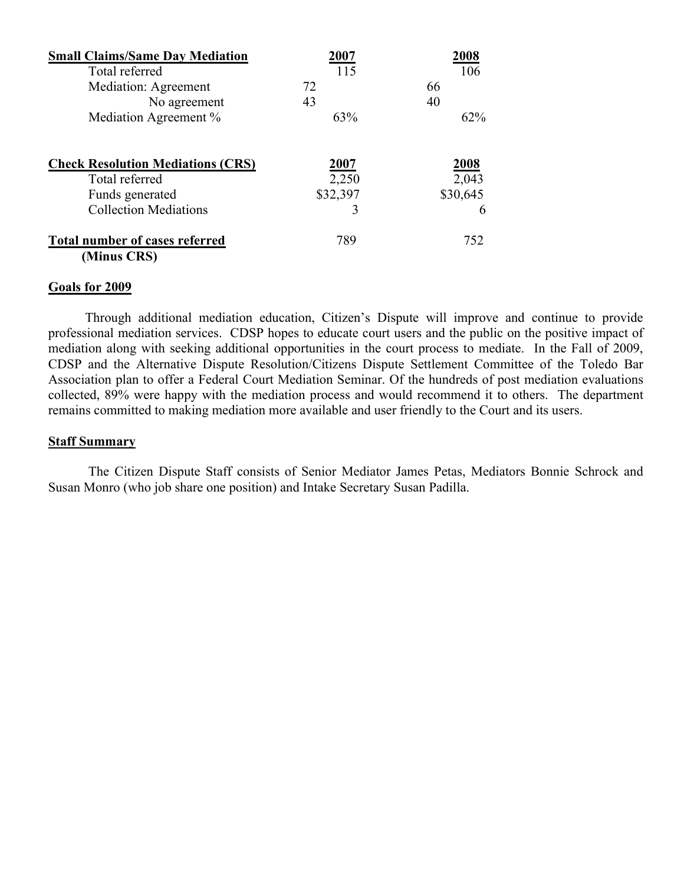| **Small Claims/Same Day Mediation** | **2007** | | **2008** | |
|---|---|---|---|---|
| Total referred | | 115 | | 106 |
| Mediation: Agreement | 72 | | 66 | |
| No agreement | 43 | | 40 | |
| Mediation Agreement % | | 63% | | 62% |

| **Check Resolution Mediations (CRS)** | **2007** | **2008** |
|---|---|---|
| Total referred | 2,250 | 2,043 |
| Funds generated | $32,397 | $30,645 |
| Collection Mediations | 3 | 6 |
| **Total number of cases referred (Minus CRS)** | 789 | 752 |

**Goals for 2009**

Through additional mediation education, Citizen's Dispute will improve and continue to provide professional mediation services. CDSP hopes to educate court users and the public on the positive impact of mediation along with seeking additional opportunities in the court process to mediate. In the Fall of 2009, CDSP and the Alternative Dispute Resolution/Citizens Dispute Settlement Committee of the Toledo Bar Association plan to offer a Federal Court Mediation Seminar. Of the hundreds of post mediation evaluations collected, 89% were happy with the mediation process and would recommend it to others. The department remains committed to making mediation more available and user friendly to the Court and its users.

**Staff Summary**

The Citizen Dispute Staff consists of Senior Mediator James Petas, Mediators Bonnie Schrock and Susan Monro (who job share one position) and Intake Secretary Susan Padilla.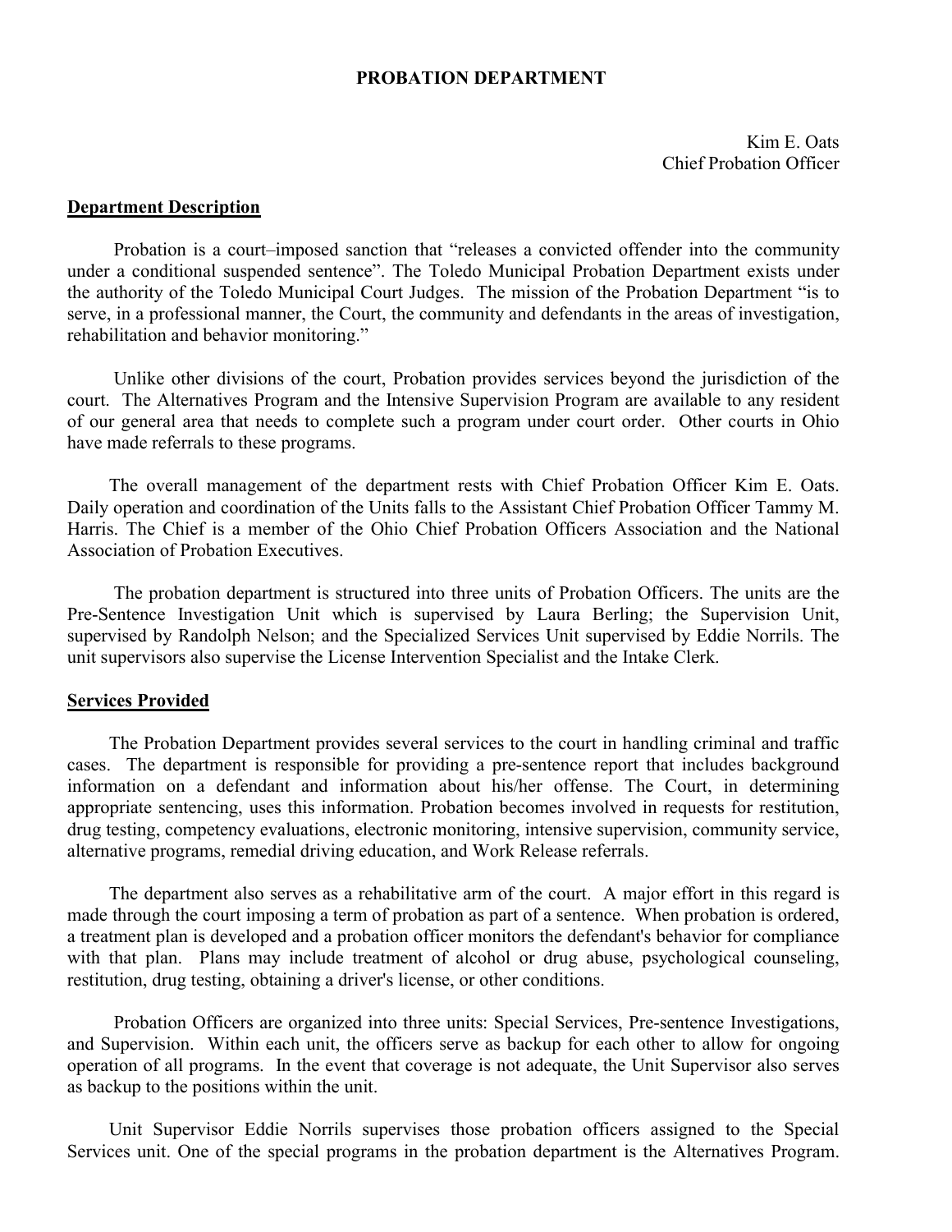# PROBATION DEPARTMENT

Kim E. Oats
Chief Probation Officer

## Department Description

Probation is a court–imposed sanction that "releases a convicted offender into the community under a conditional suspended sentence". The Toledo Municipal Probation Department exists under the authority of the Toledo Municipal Court Judges. The mission of the Probation Department "is to serve, in a professional manner, the Court, the community and defendants in the areas of investigation, rehabilitation and behavior monitoring."

Unlike other divisions of the court, Probation provides services beyond the jurisdiction of the court. The Alternatives Program and the Intensive Supervision Program are available to any resident of our general area that needs to complete such a program under court order. Other courts in Ohio have made referrals to these programs.

The overall management of the department rests with Chief Probation Officer Kim E. Oats. Daily operation and coordination of the Units falls to the Assistant Chief Probation Officer Tammy M. Harris. The Chief is a member of the Ohio Chief Probation Officers Association and the National Association of Probation Executives.

The probation department is structured into three units of Probation Officers. The units are the Pre-Sentence Investigation Unit which is supervised by Laura Berling; the Supervision Unit, supervised by Randolph Nelson; and the Specialized Services Unit supervised by Eddie Norrils. The unit supervisors also supervise the License Intervention Specialist and the Intake Clerk.

## Services Provided

The Probation Department provides several services to the court in handling criminal and traffic cases. The department is responsible for providing a pre-sentence report that includes background information on a defendant and information about his/her offense. The Court, in determining appropriate sentencing, uses this information. Probation becomes involved in requests for restitution, drug testing, competency evaluations, electronic monitoring, intensive supervision, community service, alternative programs, remedial driving education, and Work Release referrals.

The department also serves as a rehabilitative arm of the court. A major effort in this regard is made through the court imposing a term of probation as part of a sentence. When probation is ordered, a treatment plan is developed and a probation officer monitors the defendant's behavior for compliance with that plan. Plans may include treatment of alcohol or drug abuse, psychological counseling, restitution, drug testing, obtaining a driver's license, or other conditions.

Probation Officers are organized into three units: Special Services, Pre-sentence Investigations, and Supervision. Within each unit, the officers serve as backup for each other to allow for ongoing operation of all programs. In the event that coverage is not adequate, the Unit Supervisor also serves as backup to the positions within the unit.

Unit Supervisor Eddie Norrils supervises those probation officers assigned to the Special Services unit. One of the special programs in the probation department is the Alternatives Program.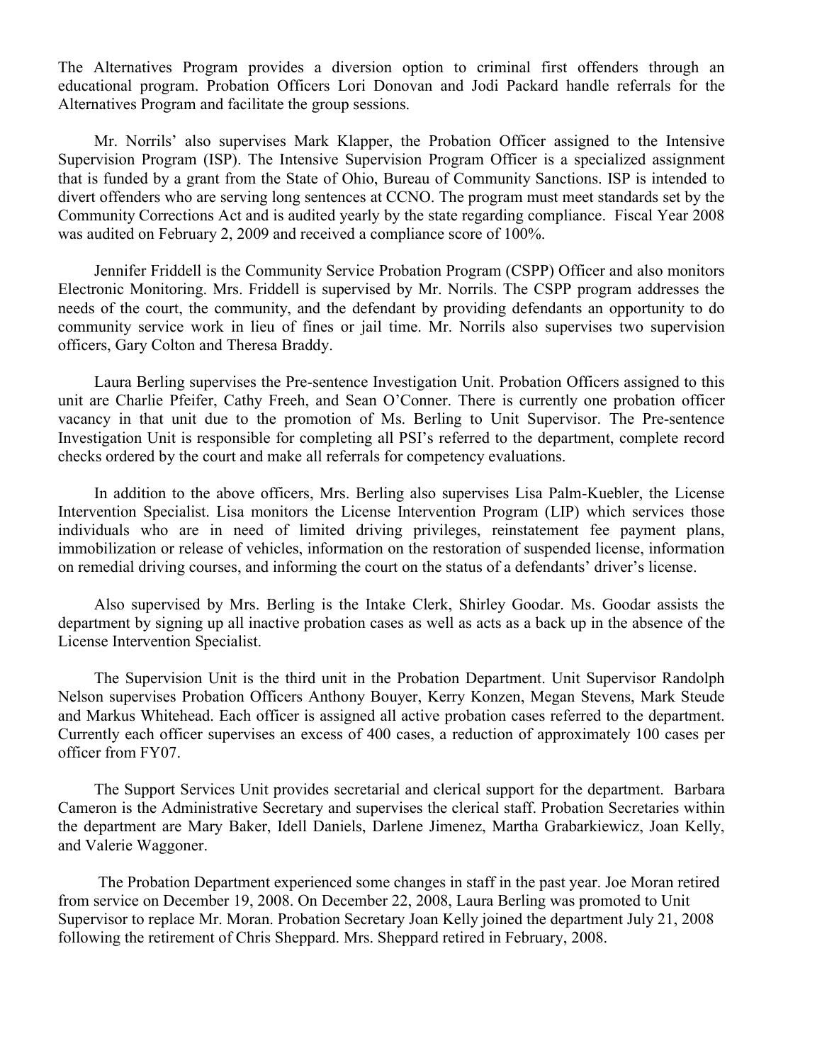The Alternatives Program provides a diversion option to criminal first offenders through an educational program. Probation Officers Lori Donovan and Jodi Packard handle referrals for the Alternatives Program and facilitate the group sessions.

Mr. Norrils' also supervises Mark Klapper, the Probation Officer assigned to the Intensive Supervision Program (ISP). The Intensive Supervision Program Officer is a specialized assignment that is funded by a grant from the State of Ohio, Bureau of Community Sanctions. ISP is intended to divert offenders who are serving long sentences at CCNO. The program must meet standards set by the Community Corrections Act and is audited yearly by the state regarding compliance. Fiscal Year 2008 was audited on February 2, 2009 and received a compliance score of 100%.

Jennifer Friddell is the Community Service Probation Program (CSPP) Officer and also monitors Electronic Monitoring. Mrs. Friddell is supervised by Mr. Norrils. The CSPP program addresses the needs of the court, the community, and the defendant by providing defendants an opportunity to do community service work in lieu of fines or jail time. Mr. Norrils also supervises two supervision officers, Gary Colton and Theresa Braddy.

Laura Berling supervises the Pre-sentence Investigation Unit. Probation Officers assigned to this unit are Charlie Pfeifer, Cathy Freeh, and Sean O'Conner. There is currently one probation officer vacancy in that unit due to the promotion of Ms. Berling to Unit Supervisor. The Pre-sentence Investigation Unit is responsible for completing all PSI's referred to the department, complete record checks ordered by the court and make all referrals for competency evaluations.

In addition to the above officers, Mrs. Berling also supervises Lisa Palm-Kuebler, the License Intervention Specialist. Lisa monitors the License Intervention Program (LIP) which services those individuals who are in need of limited driving privileges, reinstatement fee payment plans, immobilization or release of vehicles, information on the restoration of suspended license, information on remedial driving courses, and informing the court on the status of a defendants' driver's license.

Also supervised by Mrs. Berling is the Intake Clerk, Shirley Goodar. Ms. Goodar assists the department by signing up all inactive probation cases as well as acts as a back up in the absence of the License Intervention Specialist.

The Supervision Unit is the third unit in the Probation Department. Unit Supervisor Randolph Nelson supervises Probation Officers Anthony Bouyer, Kerry Konzen, Megan Stevens, Mark Steude and Markus Whitehead. Each officer is assigned all active probation cases referred to the department. Currently each officer supervises an excess of 400 cases, a reduction of approximately 100 cases per officer from FY07.

The Support Services Unit provides secretarial and clerical support for the department. Barbara Cameron is the Administrative Secretary and supervises the clerical staff. Probation Secretaries within the department are Mary Baker, Idell Daniels, Darlene Jimenez, Martha Grabarkiewicz, Joan Kelly, and Valerie Waggoner.

The Probation Department experienced some changes in staff in the past year. Joe Moran retired from service on December 19, 2008. On December 22, 2008, Laura Berling was promoted to Unit Supervisor to replace Mr. Moran. Probation Secretary Joan Kelly joined the department July 21, 2008 following the retirement of Chris Sheppard. Mrs. Sheppard retired in February, 2008.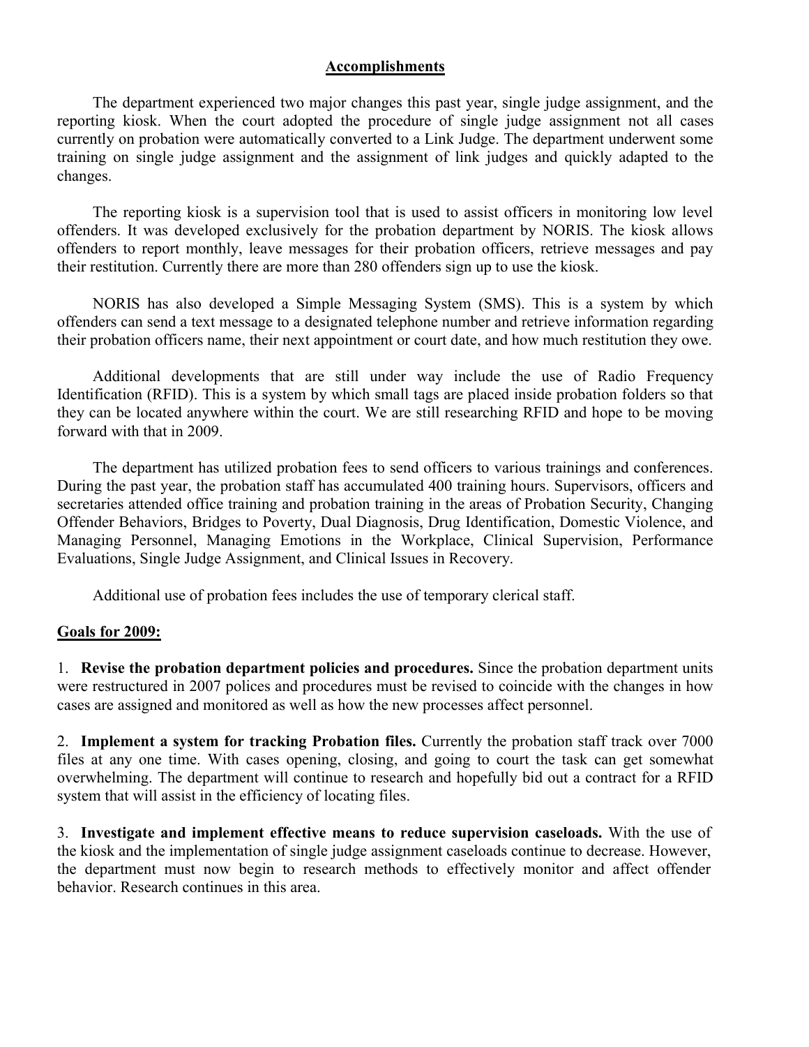## Accomplishments

The department experienced two major changes this past year, single judge assignment, and the reporting kiosk. When the court adopted the procedure of single judge assignment not all cases currently on probation were automatically converted to a Link Judge. The department underwent some training on single judge assignment and the assignment of link judges and quickly adapted to the changes.

The reporting kiosk is a supervision tool that is used to assist officers in monitoring low level offenders. It was developed exclusively for the probation department by NORIS. The kiosk allows offenders to report monthly, leave messages for their probation officers, retrieve messages and pay their restitution. Currently there are more than 280 offenders sign up to use the kiosk.

NORIS has also developed a Simple Messaging System (SMS). This is a system by which offenders can send a text message to a designated telephone number and retrieve information regarding their probation officers name, their next appointment or court date, and how much restitution they owe.

Additional developments that are still under way include the use of Radio Frequency Identification (RFID). This is a system by which small tags are placed inside probation folders so that they can be located anywhere within the court. We are still researching RFID and hope to be moving forward with that in 2009.

The department has utilized probation fees to send officers to various trainings and conferences. During the past year, the probation staff has accumulated 400 training hours. Supervisors, officers and secretaries attended office training and probation training in the areas of Probation Security, Changing Offender Behaviors, Bridges to Poverty, Dual Diagnosis, Drug Identification, Domestic Violence, and Managing Personnel, Managing Emotions in the Workplace, Clinical Supervision, Performance Evaluations, Single Judge Assignment, and Clinical Issues in Recovery.

Additional use of probation fees includes the use of temporary clerical staff.

## Goals for 2009:

1. **Revise the probation department policies and procedures.** Since the probation department units were restructured in 2007 polices and procedures must be revised to coincide with the changes in how cases are assigned and monitored as well as how the new processes affect personnel.

2. **Implement a system for tracking Probation files.** Currently the probation staff track over 7000 files at any one time. With cases opening, closing, and going to court the task can get somewhat overwhelming. The department will continue to research and hopefully bid out a contract for a RFID system that will assist in the efficiency of locating files.

3. **Investigate and implement effective means to reduce supervision caseloads.** With the use of the kiosk and the implementation of single judge assignment caseloads continue to decrease. However, the department must now begin to research methods to effectively monitor and affect offender behavior. Research continues in this area.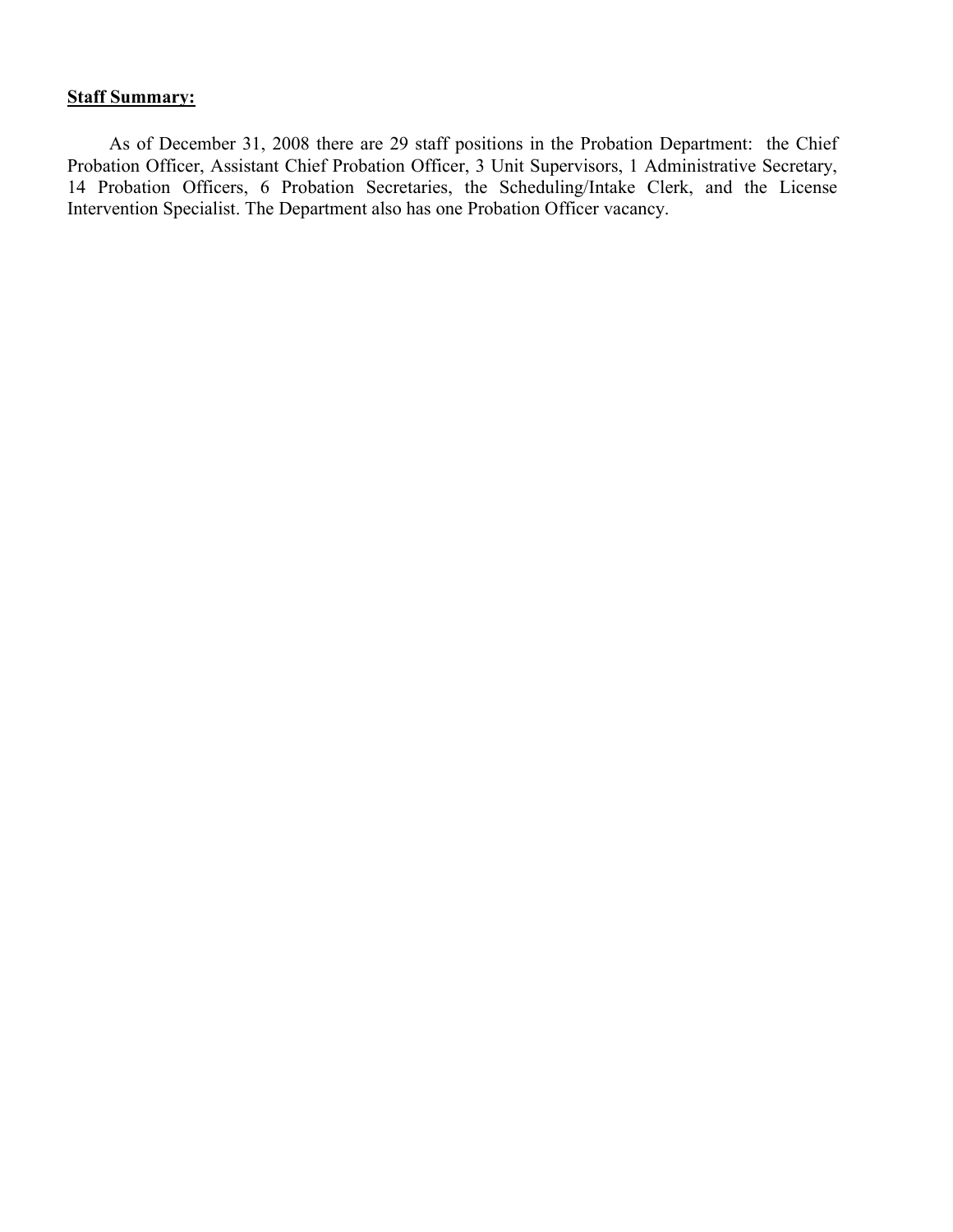**Staff Summary:**

As of December 31, 2008 there are 29 staff positions in the Probation Department: the Chief Probation Officer, Assistant Chief Probation Officer, 3 Unit Supervisors, 1 Administrative Secretary, 14 Probation Officers, 6 Probation Secretaries, the Scheduling/Intake Clerk, and the License Intervention Specialist. The Department also has one Probation Officer vacancy.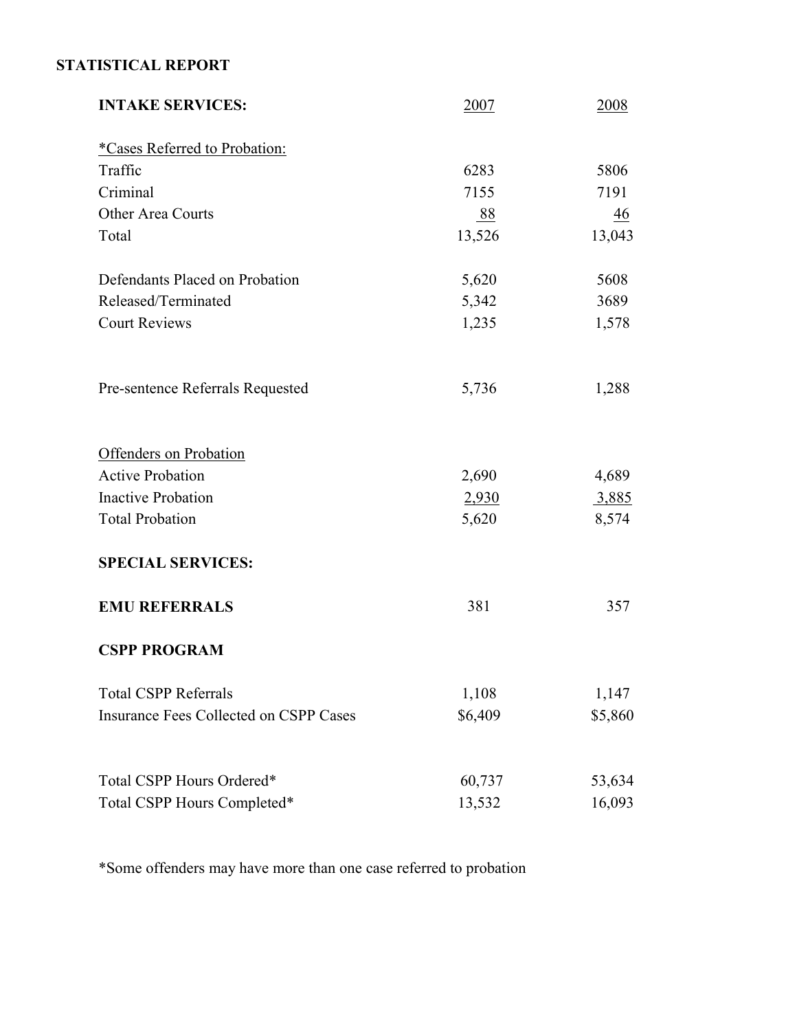# STATISTICAL REPORT

| INTAKE SERVICES: | 2007 | 2008 |
|---|---|---|
| *Cases Referred to Probation: | | |
| Traffic | 6283 | 5806 |
| Criminal | 7155 | 7191 |
| Other Area Courts | 88 | 46 |
| Total | 13,526 | 13,043 |
| | | |
| Defendants Placed on Probation | 5,620 | 5608 |
| Released/Terminated | 5,342 | 3689 |
| Court Reviews | 1,235 | 1,578 |
| | | |
| Pre-sentence Referrals Requested | 5,736 | 1,288 |
| | | |
| Offenders on Probation | | |
| Active Probation | 2,690 | 4,689 |
| Inactive Probation | 2,930 | 3,885 |
| Total Probation | 5,620 | 8,574 |
| | | |
| **SPECIAL SERVICES:** | | |
| | | |
| **EMU REFERRALS** | 381 | 357 |
| | | |
| **CSPP PROGRAM** | | |
| | | |
| Total CSPP Referrals | 1,108 | 1,147 |
| Insurance Fees Collected on CSPP Cases | $6,409 | $5,860 |
| | | |
| Total CSPP Hours Ordered* | 60,737 | 53,634 |
| Total CSPP Hours Completed* | 13,532 | 16,093 |

*Some offenders may have more than one case referred to probation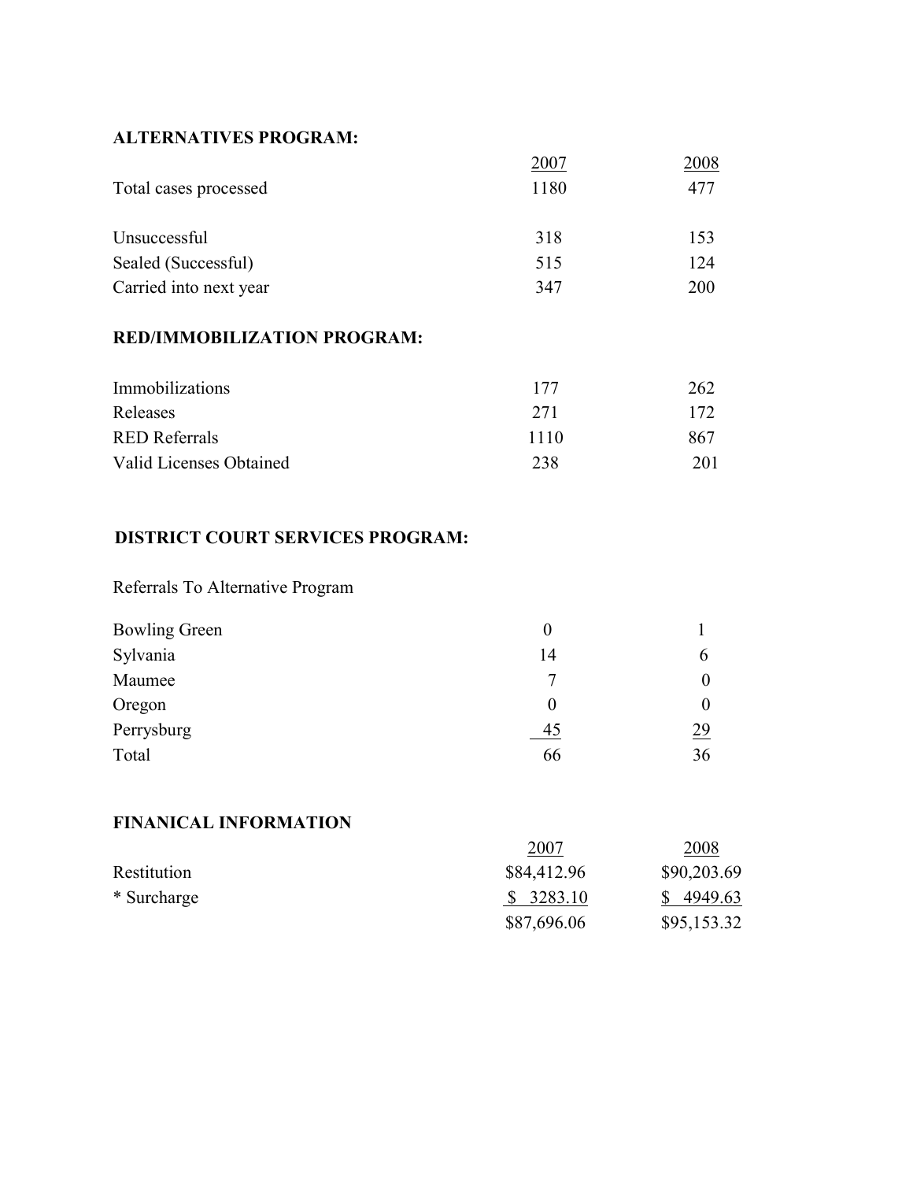**ALTERNATIVES PROGRAM:**

| | 2007 | 2008 |
|---|---|---|
| Total cases processed | 1180 | 477 |
| Unsuccessful | 318 | 153 |
| Sealed (Successful) | 515 | 124 |
| Carried into next year | 347 | 200 |

**RED/IMMOBILIZATION PROGRAM:**

| | 2007 | 2008 |
|---|---|---|
| Immobilizations | 177 | 262 |
| Releases | 271 | 172 |
| RED Referrals | 1110 | 867 |
| Valid Licenses Obtained | 238 | 201 |

**DISTRICT COURT SERVICES PROGRAM:**

Referrals To Alternative Program

| | 2007 | 2008 |
|---|---|---|
| Bowling Green | 0 | 1 |
| Sylvania | 14 | 6 |
| Maumee | 7 | 0 |
| Oregon | 0 | 0 |
| Perrysburg | 45 | 29 |
| Total | 66 | 36 |

**FINANICAL INFORMATION**

| | 2007 | 2008 |
|---|---|---|
| Restitution | $84,412.96 | $90,203.69 |
| * Surcharge | $ 3283.10 | $ 4949.63 |
| | $87,696.06 | $95,153.32 |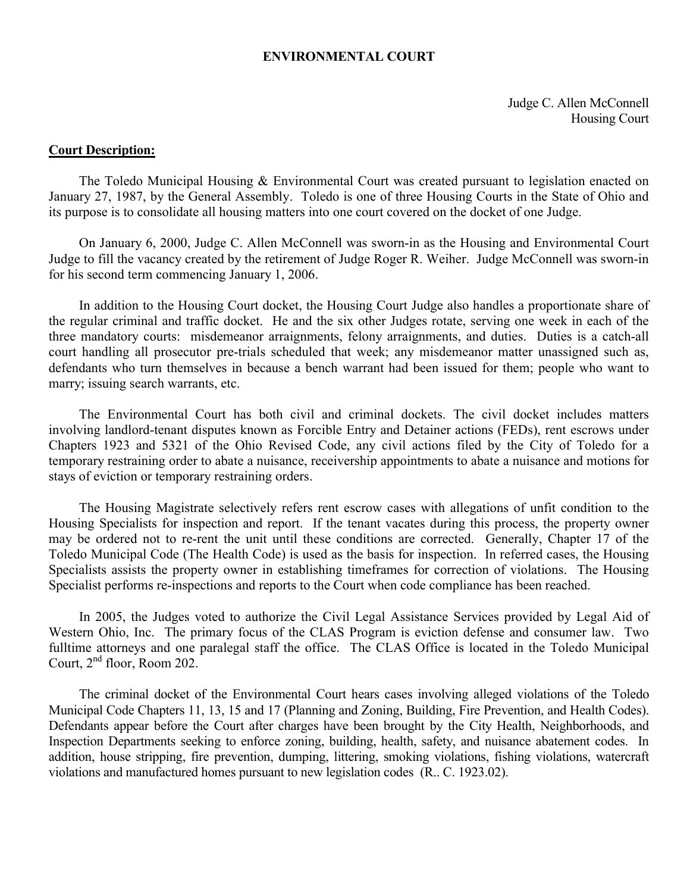# ENVIRONMENTAL COURT

Judge C. Allen McConnell
Housing Court

**Court Description:**

The Toledo Municipal Housing & Environmental Court was created pursuant to legislation enacted on January 27, 1987, by the General Assembly. Toledo is one of three Housing Courts in the State of Ohio and its purpose is to consolidate all housing matters into one court covered on the docket of one Judge.

On January 6, 2000, Judge C. Allen McConnell was sworn-in as the Housing and Environmental Court Judge to fill the vacancy created by the retirement of Judge Roger R. Weiher. Judge McConnell was sworn-in for his second term commencing January 1, 2006.

In addition to the Housing Court docket, the Housing Court Judge also handles a proportionate share of the regular criminal and traffic docket. He and the six other Judges rotate, serving one week in each of the three mandatory courts: misdemeanor arraignments, felony arraignments, and duties. Duties is a catch-all court handling all prosecutor pre-trials scheduled that week; any misdemeanor matter unassigned such as, defendants who turn themselves in because a bench warrant had been issued for them; people who want to marry; issuing search warrants, etc.

The Environmental Court has both civil and criminal dockets. The civil docket includes matters involving landlord-tenant disputes known as Forcible Entry and Detainer actions (FEDs), rent escrows under Chapters 1923 and 5321 of the Ohio Revised Code, any civil actions filed by the City of Toledo for a temporary restraining order to abate a nuisance, receivership appointments to abate a nuisance and motions for stays of eviction or temporary restraining orders.

The Housing Magistrate selectively refers rent escrow cases with allegations of unfit condition to the Housing Specialists for inspection and report. If the tenant vacates during this process, the property owner may be ordered not to re-rent the unit until these conditions are corrected. Generally, Chapter 17 of the Toledo Municipal Code (The Health Code) is used as the basis for inspection. In referred cases, the Housing Specialists assists the property owner in establishing timeframes for correction of violations. The Housing Specialist performs re-inspections and reports to the Court when code compliance has been reached.

In 2005, the Judges voted to authorize the Civil Legal Assistance Services provided by Legal Aid of Western Ohio, Inc. The primary focus of the CLAS Program is eviction defense and consumer law. Two fulltime attorneys and one paralegal staff the office. The CLAS Office is located in the Toledo Municipal Court, 2nd floor, Room 202.

The criminal docket of the Environmental Court hears cases involving alleged violations of the Toledo Municipal Code Chapters 11, 13, 15 and 17 (Planning and Zoning, Building, Fire Prevention, and Health Codes). Defendants appear before the Court after charges have been brought by the City Health, Neighborhoods, and Inspection Departments seeking to enforce zoning, building, health, safety, and nuisance abatement codes. In addition, house stripping, fire prevention, dumping, littering, smoking violations, fishing violations, watercraft violations and manufactured homes pursuant to new legislation codes (R.. C. 1923.02).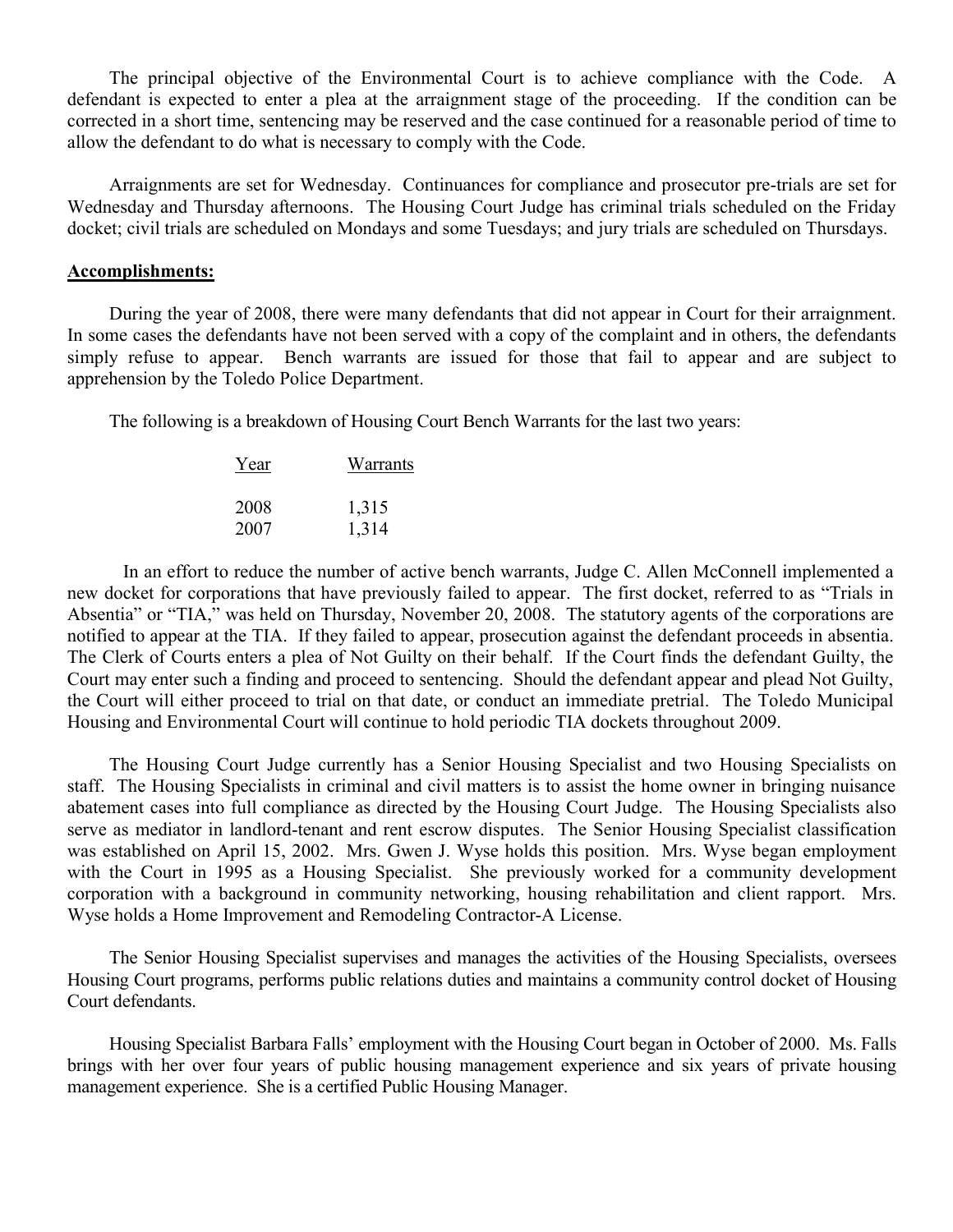The principal objective of the Environmental Court is to achieve compliance with the Code. A defendant is expected to enter a plea at the arraignment stage of the proceeding. If the condition can be corrected in a short time, sentencing may be reserved and the case continued for a reasonable period of time to allow the defendant to do what is necessary to comply with the Code.

Arraignments are set for Wednesday. Continuances for compliance and prosecutor pre-trials are set for Wednesday and Thursday afternoons. The Housing Court Judge has criminal trials scheduled on the Friday docket; civil trials are scheduled on Mondays and some Tuesdays; and jury trials are scheduled on Thursdays.

**Accomplishments:**

During the year of 2008, there were many defendants that did not appear in Court for their arraignment. In some cases the defendants have not been served with a copy of the complaint and in others, the defendants simply refuse to appear. Bench warrants are issued for those that fail to appear and are subject to apprehension by the Toledo Police Department.

The following is a breakdown of Housing Court Bench Warrants for the last two years:

| Year | Warrants |
|---|---|
| 2008 | 1,315 |
| 2007 | 1,314 |

In an effort to reduce the number of active bench warrants, Judge C. Allen McConnell implemented a new docket for corporations that have previously failed to appear. The first docket, referred to as "Trials in Absentia" or "TIA," was held on Thursday, November 20, 2008. The statutory agents of the corporations are notified to appear at the TIA. If they failed to appear, prosecution against the defendant proceeds in absentia. The Clerk of Courts enters a plea of Not Guilty on their behalf. If the Court finds the defendant Guilty, the Court may enter such a finding and proceed to sentencing. Should the defendant appear and plead Not Guilty, the Court will either proceed to trial on that date, or conduct an immediate pretrial. The Toledo Municipal Housing and Environmental Court will continue to hold periodic TIA dockets throughout 2009.

The Housing Court Judge currently has a Senior Housing Specialist and two Housing Specialists on staff. The Housing Specialists in criminal and civil matters is to assist the home owner in bringing nuisance abatement cases into full compliance as directed by the Housing Court Judge. The Housing Specialists also serve as mediator in landlord-tenant and rent escrow disputes. The Senior Housing Specialist classification was established on April 15, 2002. Mrs. Gwen J. Wyse holds this position. Mrs. Wyse began employment with the Court in 1995 as a Housing Specialist. She previously worked for a community development corporation with a background in community networking, housing rehabilitation and client rapport. Mrs. Wyse holds a Home Improvement and Remodeling Contractor-A License.

The Senior Housing Specialist supervises and manages the activities of the Housing Specialists, oversees Housing Court programs, performs public relations duties and maintains a community control docket of Housing Court defendants.

Housing Specialist Barbara Falls' employment with the Housing Court began in October of 2000. Ms. Falls brings with her over four years of public housing management experience and six years of private housing management experience. She is a certified Public Housing Manager.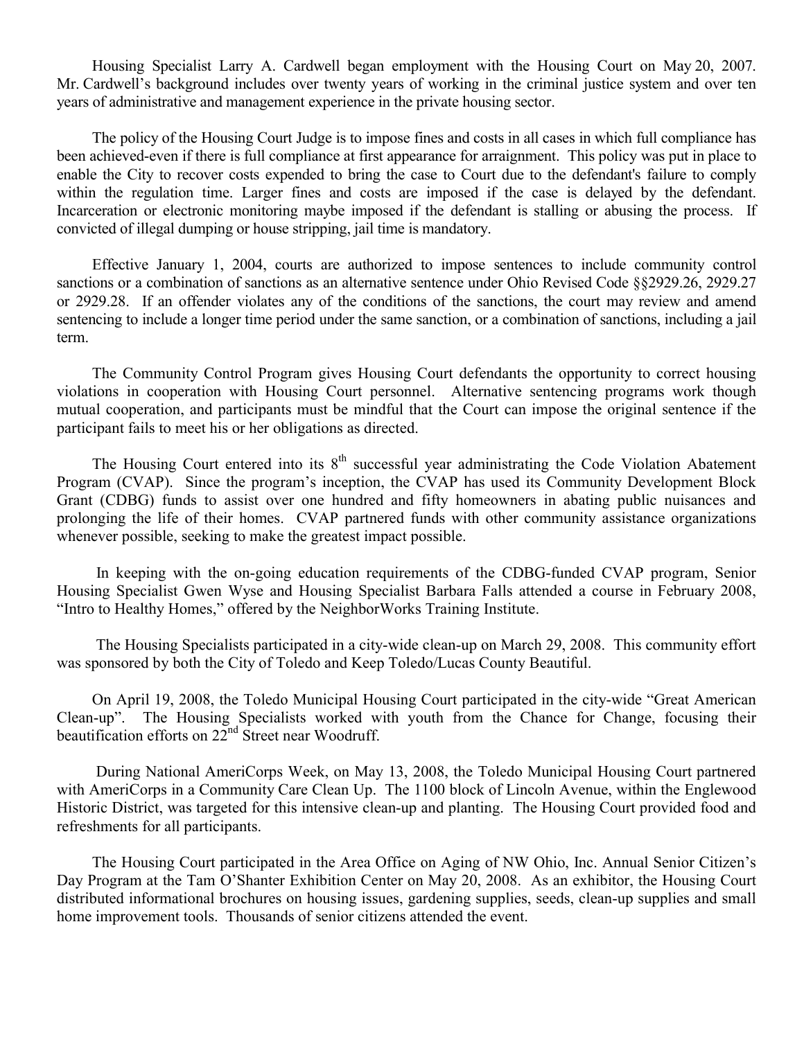Housing Specialist Larry A. Cardwell began employment with the Housing Court on May 20, 2007. Mr. Cardwell's background includes over twenty years of working in the criminal justice system and over ten years of administrative and management experience in the private housing sector.

The policy of the Housing Court Judge is to impose fines and costs in all cases in which full compliance has been achieved-even if there is full compliance at first appearance for arraignment. This policy was put in place to enable the City to recover costs expended to bring the case to Court due to the defendant's failure to comply within the regulation time. Larger fines and costs are imposed if the case is delayed by the defendant. Incarceration or electronic monitoring maybe imposed if the defendant is stalling or abusing the process. If convicted of illegal dumping or house stripping, jail time is mandatory.

Effective January 1, 2004, courts are authorized to impose sentences to include community control sanctions or a combination of sanctions as an alternative sentence under Ohio Revised Code §§2929.26, 2929.27 or 2929.28. If an offender violates any of the conditions of the sanctions, the court may review and amend sentencing to include a longer time period under the same sanction, or a combination of sanctions, including a jail term.

The Community Control Program gives Housing Court defendants the opportunity to correct housing violations in cooperation with Housing Court personnel. Alternative sentencing programs work though mutual cooperation, and participants must be mindful that the Court can impose the original sentence if the participant fails to meet his or her obligations as directed.

The Housing Court entered into its 8th successful year administrating the Code Violation Abatement Program (CVAP). Since the program's inception, the CVAP has used its Community Development Block Grant (CDBG) funds to assist over one hundred and fifty homeowners in abating public nuisances and prolonging the life of their homes. CVAP partnered funds with other community assistance organizations whenever possible, seeking to make the greatest impact possible.

In keeping with the on-going education requirements of the CDBG-funded CVAP program, Senior Housing Specialist Gwen Wyse and Housing Specialist Barbara Falls attended a course in February 2008, "Intro to Healthy Homes," offered by the NeighborWorks Training Institute.

The Housing Specialists participated in a city-wide clean-up on March 29, 2008. This community effort was sponsored by both the City of Toledo and Keep Toledo/Lucas County Beautiful.

On April 19, 2008, the Toledo Municipal Housing Court participated in the city-wide "Great American Clean-up". The Housing Specialists worked with youth from the Chance for Change, focusing their beautification efforts on 22nd Street near Woodruff.

During National AmeriCorps Week, on May 13, 2008, the Toledo Municipal Housing Court partnered with AmeriCorps in a Community Care Clean Up. The 1100 block of Lincoln Avenue, within the Englewood Historic District, was targeted for this intensive clean-up and planting. The Housing Court provided food and refreshments for all participants.

The Housing Court participated in the Area Office on Aging of NW Ohio, Inc. Annual Senior Citizen's Day Program at the Tam O'Shanter Exhibition Center on May 20, 2008. As an exhibitor, the Housing Court distributed informational brochures on housing issues, gardening supplies, seeds, clean-up supplies and small home improvement tools. Thousands of senior citizens attended the event.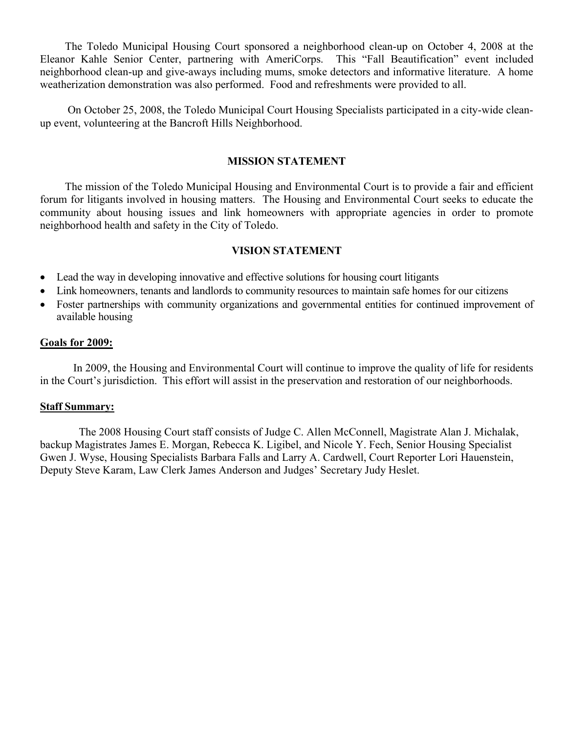The Toledo Municipal Housing Court sponsored a neighborhood clean-up on October 4, 2008 at the Eleanor Kahle Senior Center, partnering with AmeriCorps. This "Fall Beautification" event included neighborhood clean-up and give-aways including mums, smoke detectors and informative literature. A home weatherization demonstration was also performed. Food and refreshments were provided to all.

On October 25, 2008, the Toledo Municipal Court Housing Specialists participated in a city-wide clean-up event, volunteering at the Bancroft Hills Neighborhood.

## MISSION STATEMENT

The mission of the Toledo Municipal Housing and Environmental Court is to provide a fair and efficient forum for litigants involved in housing matters. The Housing and Environmental Court seeks to educate the community about housing issues and link homeowners with appropriate agencies in order to promote neighborhood health and safety in the City of Toledo.

## VISION STATEMENT

- Lead the way in developing innovative and effective solutions for housing court litigants
- Link homeowners, tenants and landlords to community resources to maintain safe homes for our citizens
- Foster partnerships with community organizations and governmental entities for continued improvement of available housing

**Goals for 2009:**

In 2009, the Housing and Environmental Court will continue to improve the quality of life for residents in the Court's jurisdiction. This effort will assist in the preservation and restoration of our neighborhoods.

**Staff Summary:**

The 2008 Housing Court staff consists of Judge C. Allen McConnell, Magistrate Alan J. Michalak, backup Magistrates James E. Morgan, Rebecca K. Ligibel, and Nicole Y. Fech, Senior Housing Specialist Gwen J. Wyse, Housing Specialists Barbara Falls and Larry A. Cardwell, Court Reporter Lori Hauenstein, Deputy Steve Karam, Law Clerk James Anderson and Judges' Secretary Judy Heslet.